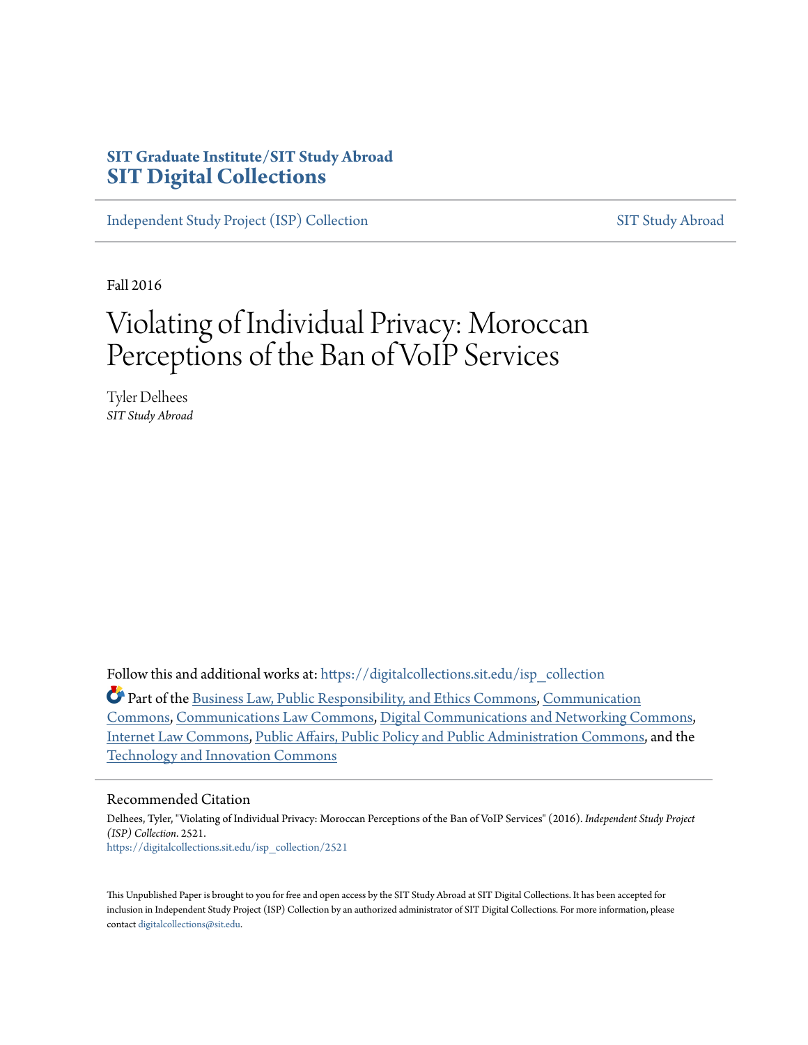SIT Graduate Institute/SIT Study Abroad
**SIT Digital Collections**

Independent Study Project (ISP) Collection | SIT Study Abroad

Fall 2016

# Violating of Individual Privacy: Moroccan Perceptions of the Ban of VoIP Services

Tyler Delhees
*SIT Study Abroad*

Follow this and additional works at: https://digitalcollections.sit.edu/isp_collection

Part of the Business Law, Public Responsibility, and Ethics Commons, Communication Commons, Communications Law Commons, Digital Communications and Networking Commons, Internet Law Commons, Public Affairs, Public Policy and Public Administration Commons, and the Technology and Innovation Commons

## Recommended Citation

Delhees, Tyler, "Violating of Individual Privacy: Moroccan Perceptions of the Ban of VoIP Services" (2016). *Independent Study Project (ISP) Collection*. 2521.
https://digitalcollections.sit.edu/isp_collection/2521

This Unpublished Paper is brought to you for free and open access by the SIT Study Abroad at SIT Digital Collections. It has been accepted for inclusion in Independent Study Project (ISP) Collection by an authorized administrator of SIT Digital Collections. For more information, please contact digitalcollections@sit.edu.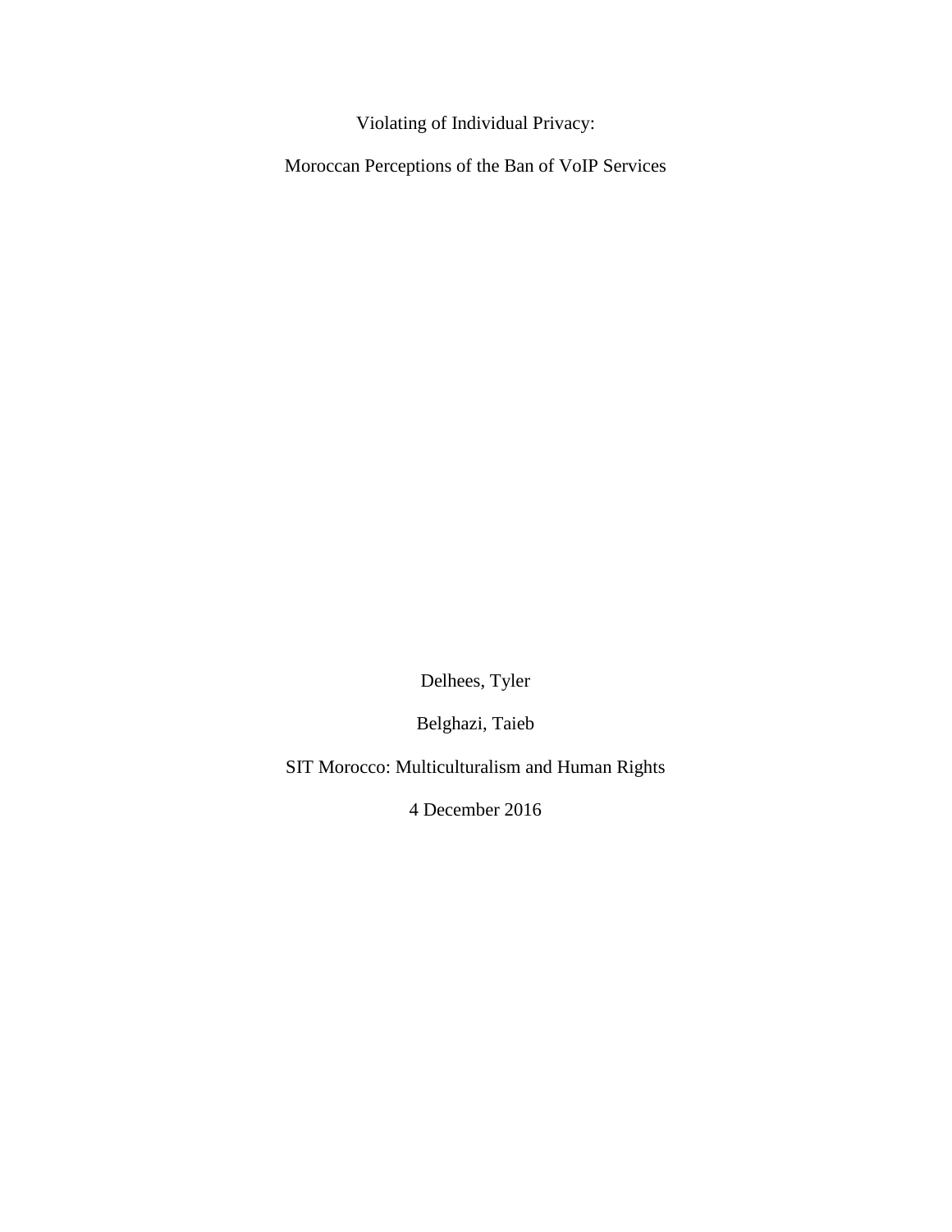# Violating of Individual Privacy:

## Moroccan Perceptions of the Ban of VoIP Services

Delhees, Tyler

Belghazi, Taieb

SIT Morocco: Multiculturalism and Human Rights

4 December 2016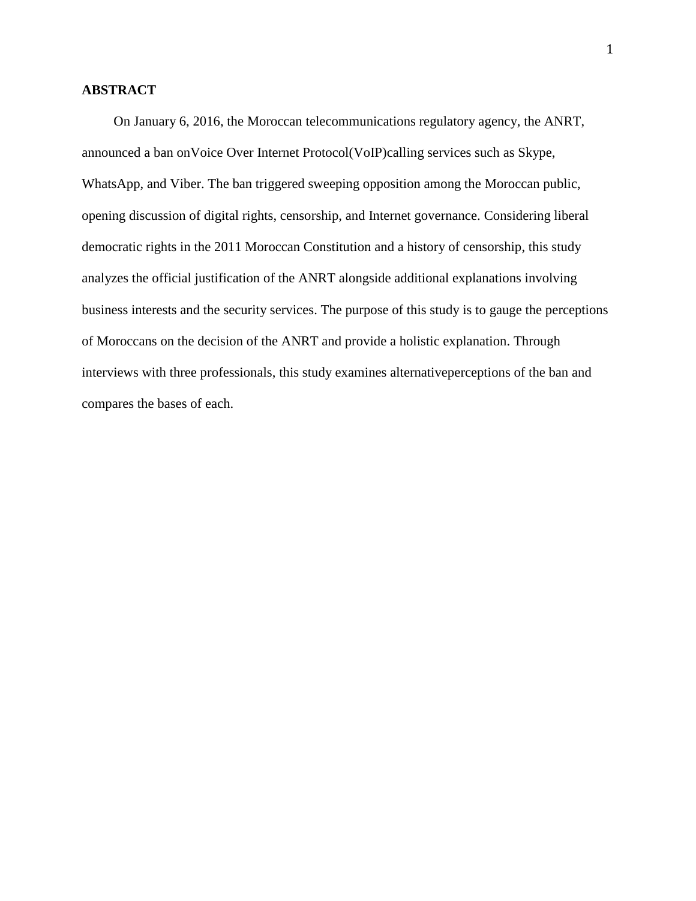**ABSTRACT**

On January 6, 2016, the Moroccan telecommunications regulatory agency, the ANRT, announced a ban onVoice Over Internet Protocol(VoIP)calling services such as Skype, WhatsApp, and Viber. The ban triggered sweeping opposition among the Moroccan public, opening discussion of digital rights, censorship, and Internet governance. Considering liberal democratic rights in the 2011 Moroccan Constitution and a history of censorship, this study analyzes the official justification of the ANRT alongside additional explanations involving business interests and the security services. The purpose of this study is to gauge the perceptions of Moroccans on the decision of the ANRT and provide a holistic explanation. Through interviews with three professionals, this study examines alternativeperceptions of the ban and compares the bases of each.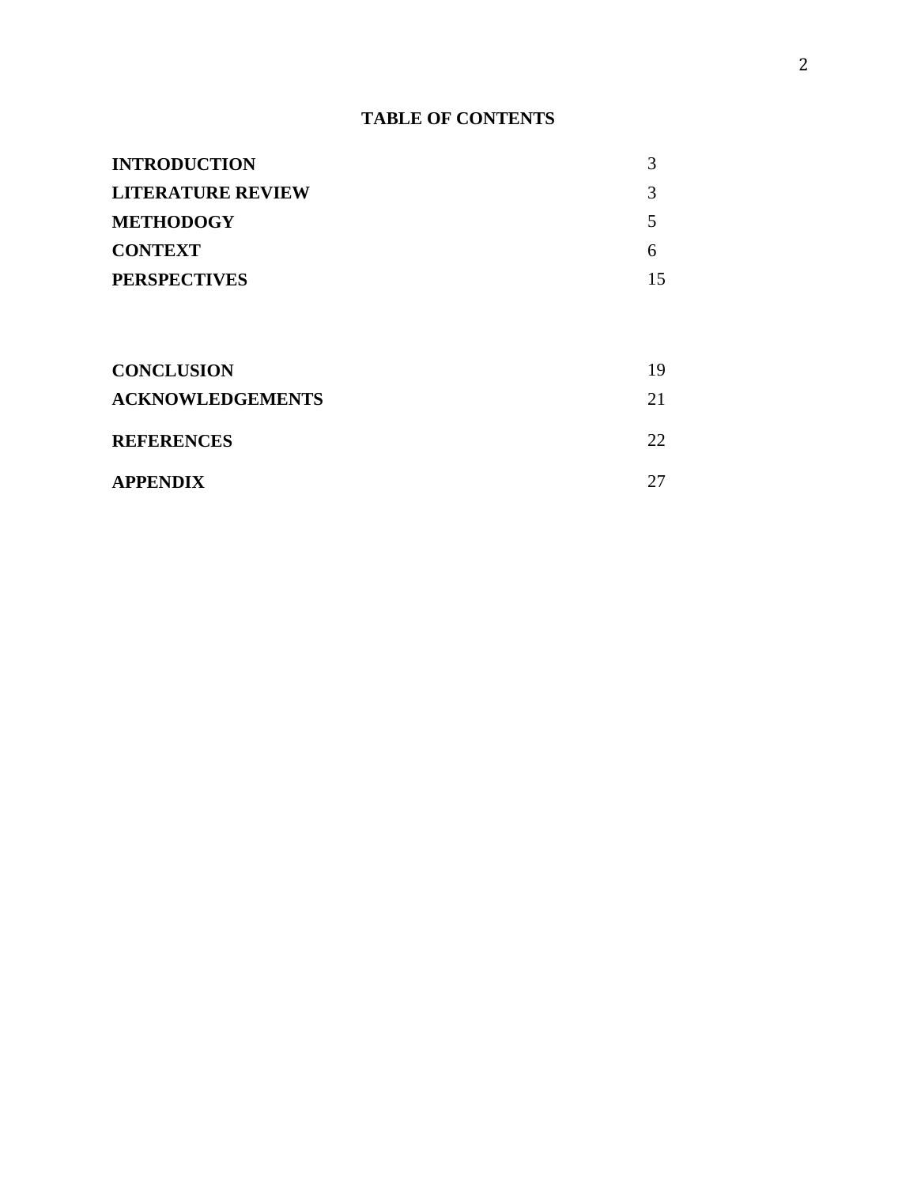# TABLE OF CONTENTS

| | |
|---|---|
| **INTRODUCTION** | 3 |
| **LITERATURE REVIEW** | 3 |
| **METHODOGY** | 5 |
| **CONTEXT** | 6 |
| **PERSPECTIVES** | 15 |
| **CONCLUSION** | 19 |
| **ACKNOWLEDGEMENTS** | 21 |
| **REFERENCES** | 22 |
| **APPENDIX** | 27 |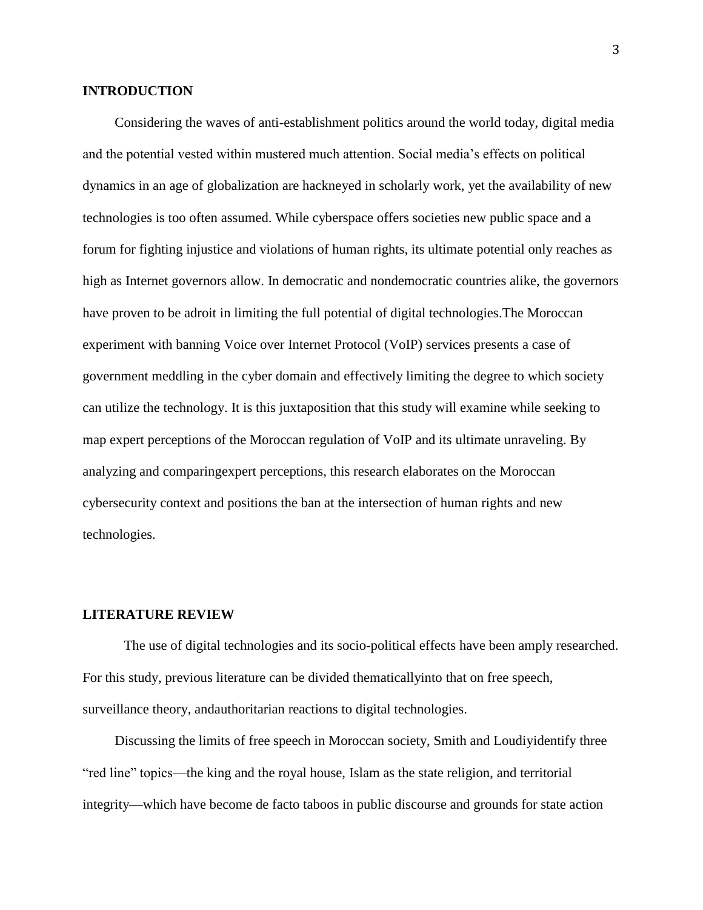## INTRODUCTION

Considering the waves of anti-establishment politics around the world today, digital media and the potential vested within mustered much attention. Social media's effects on political dynamics in an age of globalization are hackneyed in scholarly work, yet the availability of new technologies is too often assumed. While cyberspace offers societies new public space and a forum for fighting injustice and violations of human rights, its ultimate potential only reaches as high as Internet governors allow. In democratic and nondemocratic countries alike, the governors have proven to be adroit in limiting the full potential of digital technologies.The Moroccan experiment with banning Voice over Internet Protocol (VoIP) services presents a case of government meddling in the cyber domain and effectively limiting the degree to which society can utilize the technology. It is this juxtaposition that this study will examine while seeking to map expert perceptions of the Moroccan regulation of VoIP and its ultimate unraveling. By analyzing and comparingexpert perceptions, this research elaborates on the Moroccan cybersecurity context and positions the ban at the intersection of human rights and new technologies.

## LITERATURE REVIEW

The use of digital technologies and its socio-political effects have been amply researched. For this study, previous literature can be divided thematicallyinto that on free speech, surveillance theory, andauthoritarian reactions to digital technologies.

Discussing the limits of free speech in Moroccan society, Smith and Loudiyidentify three "red line" topics—the king and the royal house, Islam as the state religion, and territorial integrity—which have become de facto taboos in public discourse and grounds for state action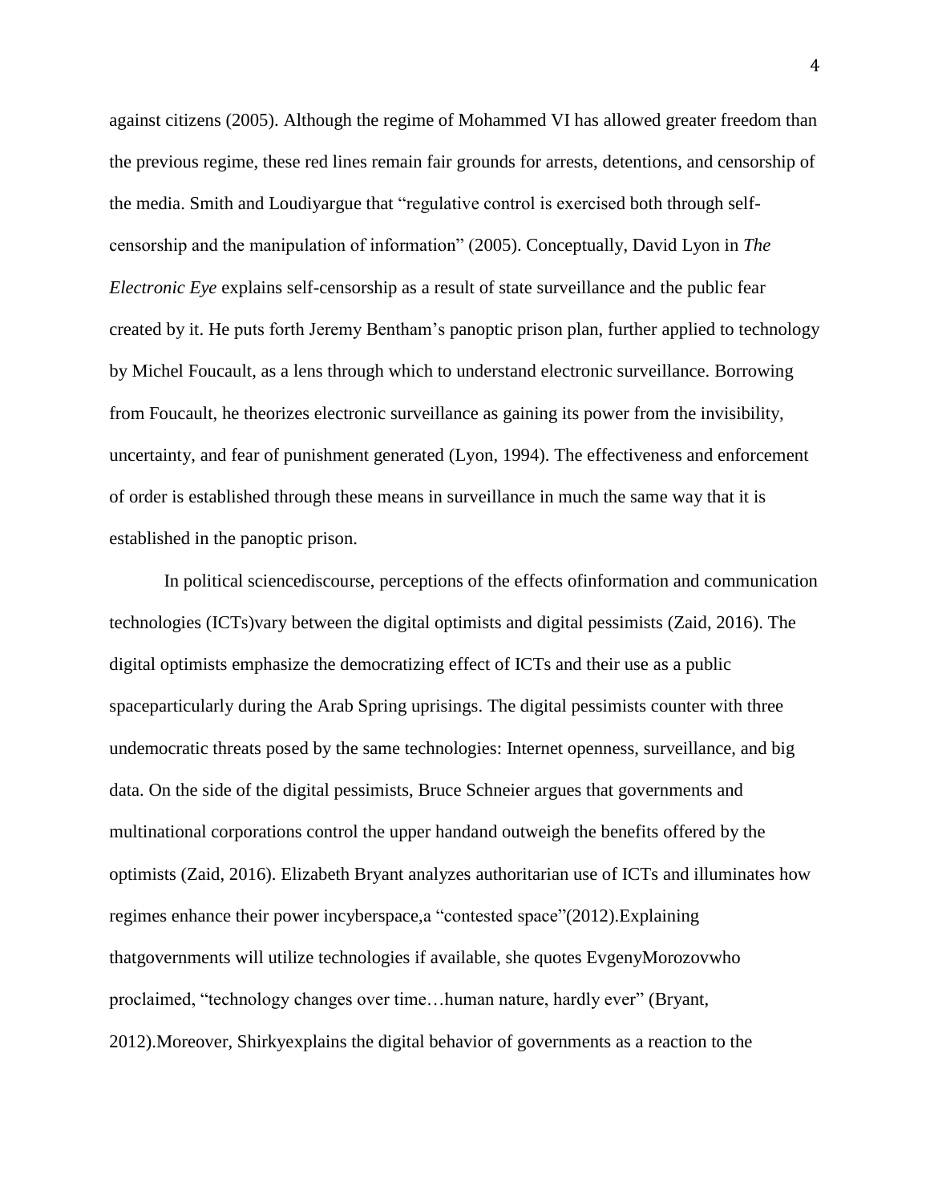against citizens (2005). Although the regime of Mohammed VI has allowed greater freedom than the previous regime, these red lines remain fair grounds for arrests, detentions, and censorship of the media. Smith and Loudiyargue that "regulative control is exercised both through self-censorship and the manipulation of information" (2005). Conceptually, David Lyon in *The Electronic Eye* explains self-censorship as a result of state surveillance and the public fear created by it. He puts forth Jeremy Bentham's panoptic prison plan, further applied to technology by Michel Foucault, as a lens through which to understand electronic surveillance. Borrowing from Foucault, he theorizes electronic surveillance as gaining its power from the invisibility, uncertainty, and fear of punishment generated (Lyon, 1994). The effectiveness and enforcement of order is established through these means in surveillance in much the same way that it is established in the panoptic prison.

In political sciencediscourse, perceptions of the effects ofinformation and communication technologies (ICTs)vary between the digital optimists and digital pessimists (Zaid, 2016). The digital optimists emphasize the democratizing effect of ICTs and their use as a public spaceparticularly during the Arab Spring uprisings. The digital pessimists counter with three undemocratic threats posed by the same technologies: Internet openness, surveillance, and big data. On the side of the digital pessimists, Bruce Schneier argues that governments and multinational corporations control the upper handand outweigh the benefits offered by the optimists (Zaid, 2016). Elizabeth Bryant analyzes authoritarian use of ICTs and illuminates how regimes enhance their power incyberspace,a "contested space"(2012).Explaining thatgovernments will utilize technologies if available, she quotes EvgenyMorozovwho proclaimed, "technology changes over time…human nature, hardly ever" (Bryant, 2012).Moreover, Shirkyexplains the digital behavior of governments as a reaction to the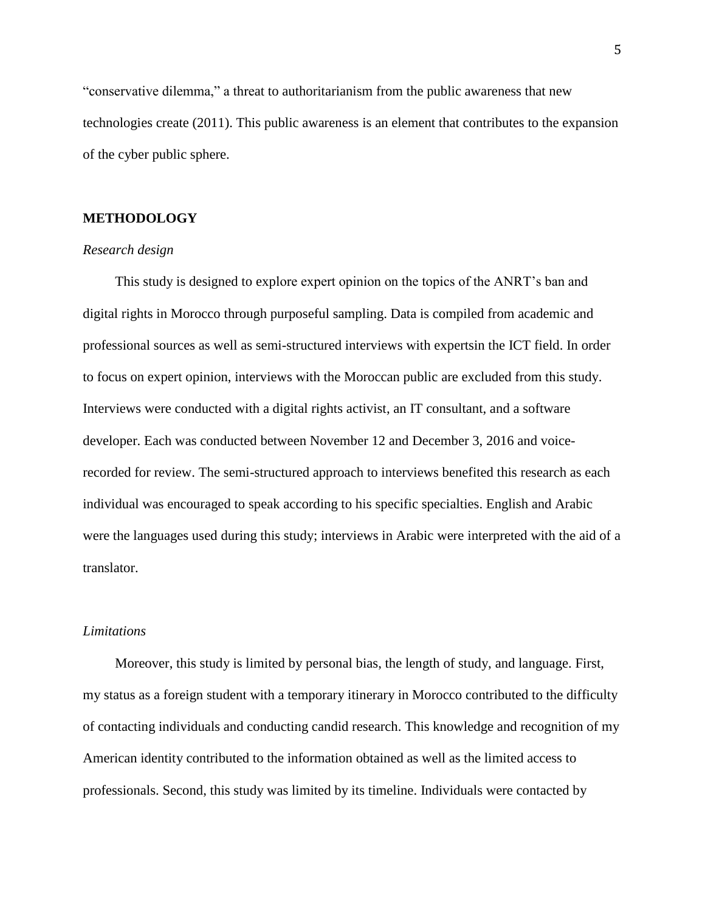"conservative dilemma," a threat to authoritarianism from the public awareness that new technologies create (2011). This public awareness is an element that contributes to the expansion of the cyber public sphere.

## METHODOLOGY

### *Research design*

This study is designed to explore expert opinion on the topics of the ANRT's ban and digital rights in Morocco through purposeful sampling. Data is compiled from academic and professional sources as well as semi-structured interviews with expertsin the ICT field. In order to focus on expert opinion, interviews with the Moroccan public are excluded from this study. Interviews were conducted with a digital rights activist, an IT consultant, and a software developer. Each was conducted between November 12 and December 3, 2016 and voice-recorded for review. The semi-structured approach to interviews benefited this research as each individual was encouraged to speak according to his specific specialties. English and Arabic were the languages used during this study; interviews in Arabic were interpreted with the aid of a translator.

### *Limitations*

Moreover, this study is limited by personal bias, the length of study, and language. First, my status as a foreign student with a temporary itinerary in Morocco contributed to the difficulty of contacting individuals and conducting candid research. This knowledge and recognition of my American identity contributed to the information obtained as well as the limited access to professionals. Second, this study was limited by its timeline. Individuals were contacted by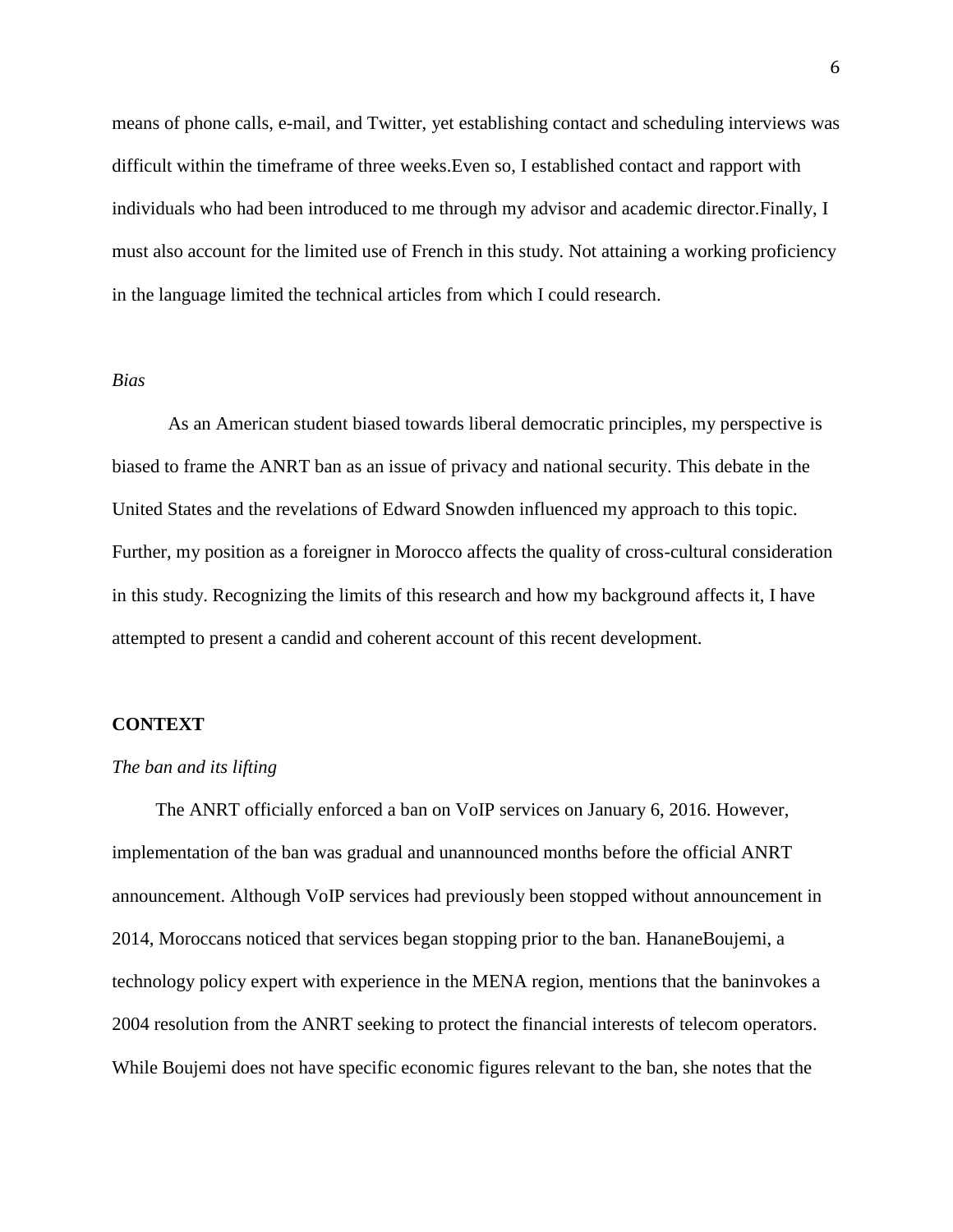means of phone calls, e-mail, and Twitter, yet establishing contact and scheduling interviews was difficult within the timeframe of three weeks.Even so, I established contact and rapport with individuals who had been introduced to me through my advisor and academic director.Finally, I must also account for the limited use of French in this study. Not attaining a working proficiency in the language limited the technical articles from which I could research.

*Bias*

As an American student biased towards liberal democratic principles, my perspective is biased to frame the ANRT ban as an issue of privacy and national security. This debate in the United States and the revelations of Edward Snowden influenced my approach to this topic. Further, my position as a foreigner in Morocco affects the quality of cross-cultural consideration in this study. Recognizing the limits of this research and how my background affects it, I have attempted to present a candid and coherent account of this recent development.

## CONTEXT

*The ban and its lifting*

The ANRT officially enforced a ban on VoIP services on January 6, 2016. However, implementation of the ban was gradual and unannounced months before the official ANRT announcement. Although VoIP services had previously been stopped without announcement in 2014, Moroccans noticed that services began stopping prior to the ban. HananeBoujemi, a technology policy expert with experience in the MENA region, mentions that the baninvokes a 2004 resolution from the ANRT seeking to protect the financial interests of telecom operators. While Boujemi does not have specific economic figures relevant to the ban, she notes that the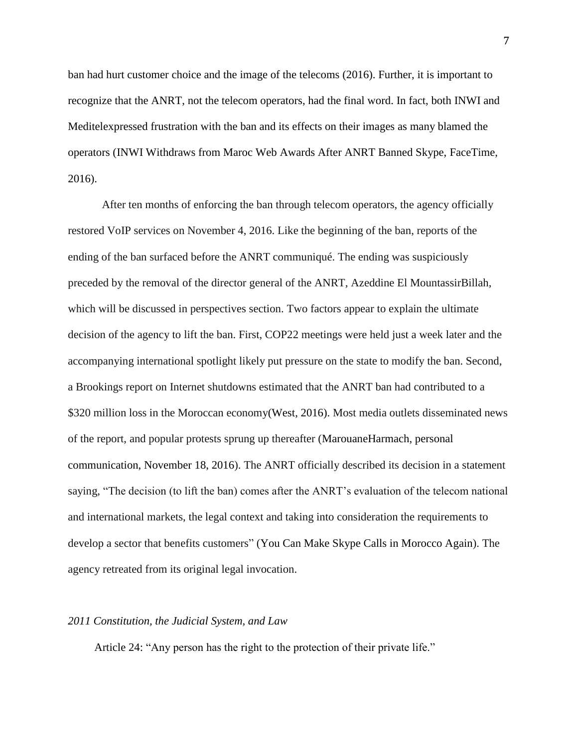ban had hurt customer choice and the image of the telecoms (2016). Further, it is important to recognize that the ANRT, not the telecom operators, had the final word. In fact, both INWI and Meditelexpressed frustration with the ban and its effects on their images as many blamed the operators (INWI Withdraws from Maroc Web Awards After ANRT Banned Skype, FaceTime, 2016).

After ten months of enforcing the ban through telecom operators, the agency officially restored VoIP services on November 4, 2016. Like the beginning of the ban, reports of the ending of the ban surfaced before the ANRT communiqué. The ending was suspiciously preceded by the removal of the director general of the ANRT, Azeddine El MountassirBillah, which will be discussed in perspectives section. Two factors appear to explain the ultimate decision of the agency to lift the ban. First, COP22 meetings were held just a week later and the accompanying international spotlight likely put pressure on the state to modify the ban. Second, a Brookings report on Internet shutdowns estimated that the ANRT ban had contributed to a $320 million loss in the Moroccan economy(West, 2016). Most media outlets disseminated news of the report, and popular protests sprung up thereafter (MarouaneHarmach, personal communication, November 18, 2016). The ANRT officially described its decision in a statement saying, "The decision (to lift the ban) comes after the ANRT's evaluation of the telecom national and international markets, the legal context and taking into consideration the requirements to develop a sector that benefits customers" (You Can Make Skype Calls in Morocco Again). The agency retreated from its original legal invocation.

*2011 Constitution, the Judicial System, and Law*

Article 24: "Any person has the right to the protection of their private life."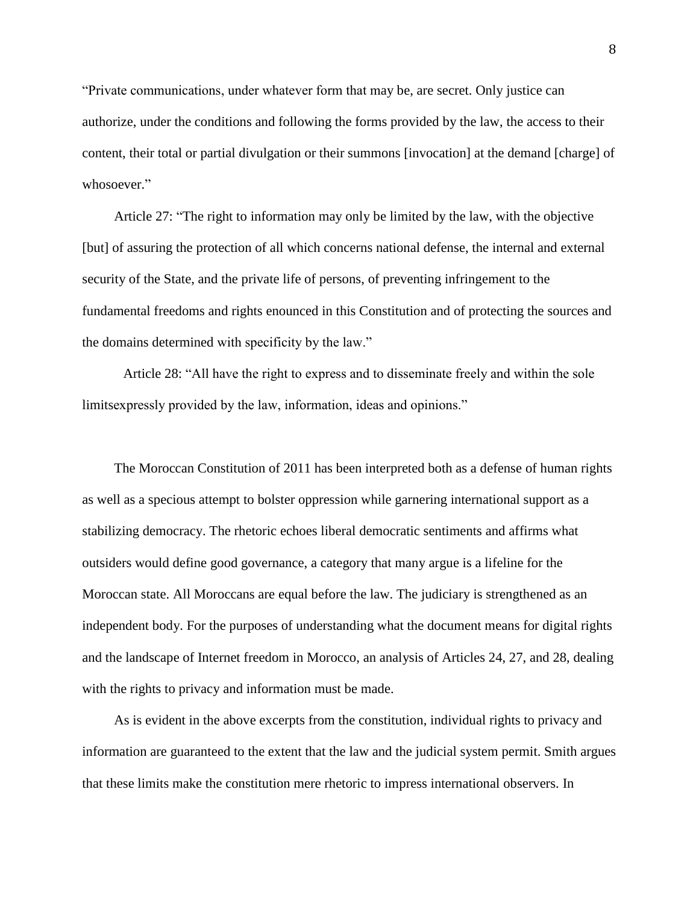"Private communications, under whatever form that may be, are secret. Only justice can authorize, under the conditions and following the forms provided by the law, the access to their content, their total or partial divulgation or their summons [invocation] at the demand [charge] of whosoever."

Article 27: "The right to information may only be limited by the law, with the objective [but] of assuring the protection of all which concerns national defense, the internal and external security of the State, and the private life of persons, of preventing infringement to the fundamental freedoms and rights enounced in this Constitution and of protecting the sources and the domains determined with specificity by the law."

Article 28: "All have the right to express and to disseminate freely and within the sole limitsexpressly provided by the law, information, ideas and opinions."

The Moroccan Constitution of 2011 has been interpreted both as a defense of human rights as well as a specious attempt to bolster oppression while garnering international support as a stabilizing democracy. The rhetoric echoes liberal democratic sentiments and affirms what outsiders would define good governance, a category that many argue is a lifeline for the Moroccan state. All Moroccans are equal before the law. The judiciary is strengthened as an independent body. For the purposes of understanding what the document means for digital rights and the landscape of Internet freedom in Morocco, an analysis of Articles 24, 27, and 28, dealing with the rights to privacy and information must be made.

As is evident in the above excerpts from the constitution, individual rights to privacy and information are guaranteed to the extent that the law and the judicial system permit. Smith argues that these limits make the constitution mere rhetoric to impress international observers. In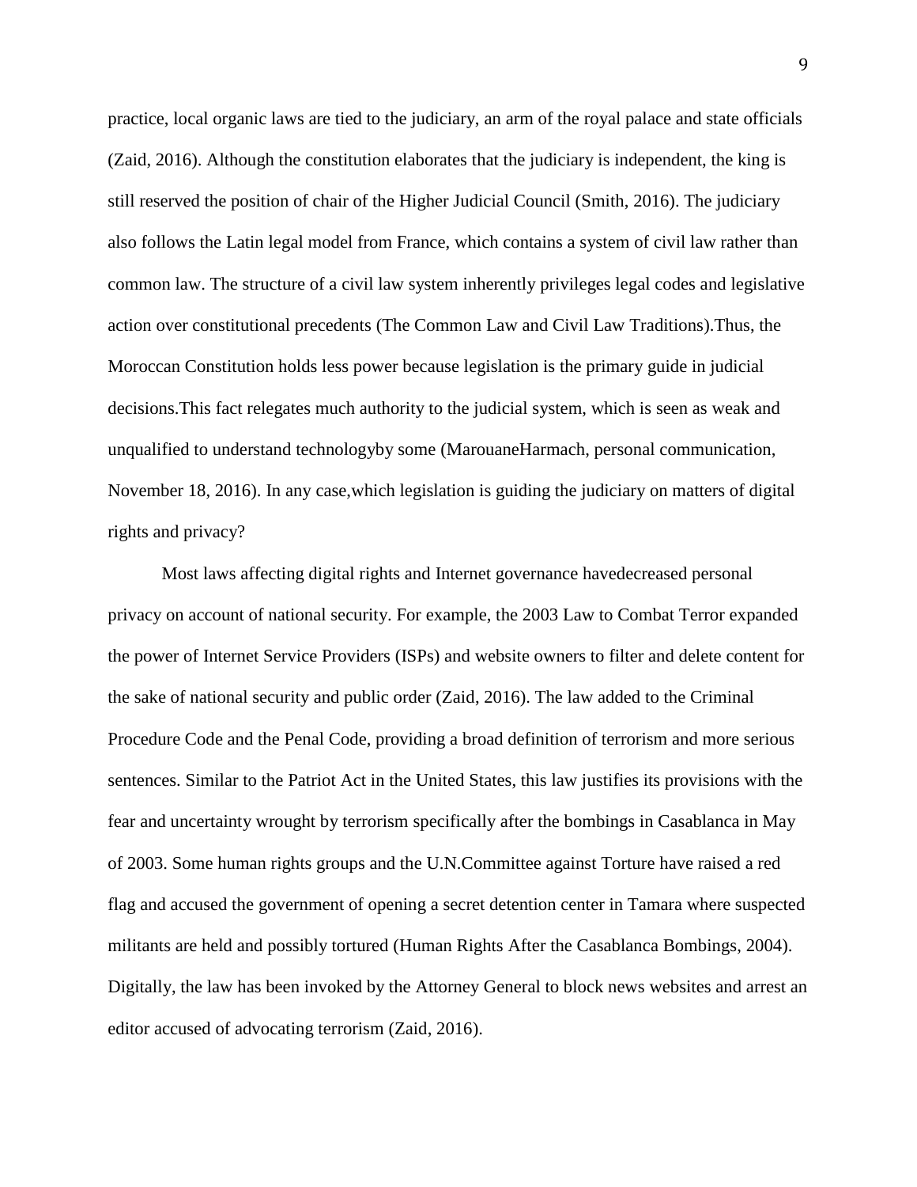practice, local organic laws are tied to the judiciary, an arm of the royal palace and state officials (Zaid, 2016). Although the constitution elaborates that the judiciary is independent, the king is still reserved the position of chair of the Higher Judicial Council (Smith, 2016). The judiciary also follows the Latin legal model from France, which contains a system of civil law rather than common law. The structure of a civil law system inherently privileges legal codes and legislative action over constitutional precedents (The Common Law and Civil Law Traditions).Thus, the Moroccan Constitution holds less power because legislation is the primary guide in judicial decisions.This fact relegates much authority to the judicial system, which is seen as weak and unqualified to understand technologyby some (MarouaneHarmach, personal communication, November 18, 2016). In any case,which legislation is guiding the judiciary on matters of digital rights and privacy?

Most laws affecting digital rights and Internet governance havedecreased personal privacy on account of national security. For example, the 2003 Law to Combat Terror expanded the power of Internet Service Providers (ISPs) and website owners to filter and delete content for the sake of national security and public order (Zaid, 2016). The law added to the Criminal Procedure Code and the Penal Code, providing a broad definition of terrorism and more serious sentences. Similar to the Patriot Act in the United States, this law justifies its provisions with the fear and uncertainty wrought by terrorism specifically after the bombings in Casablanca in May of 2003. Some human rights groups and the U.N.Committee against Torture have raised a red flag and accused the government of opening a secret detention center in Tamara where suspected militants are held and possibly tortured (Human Rights After the Casablanca Bombings, 2004). Digitally, the law has been invoked by the Attorney General to block news websites and arrest an editor accused of advocating terrorism (Zaid, 2016).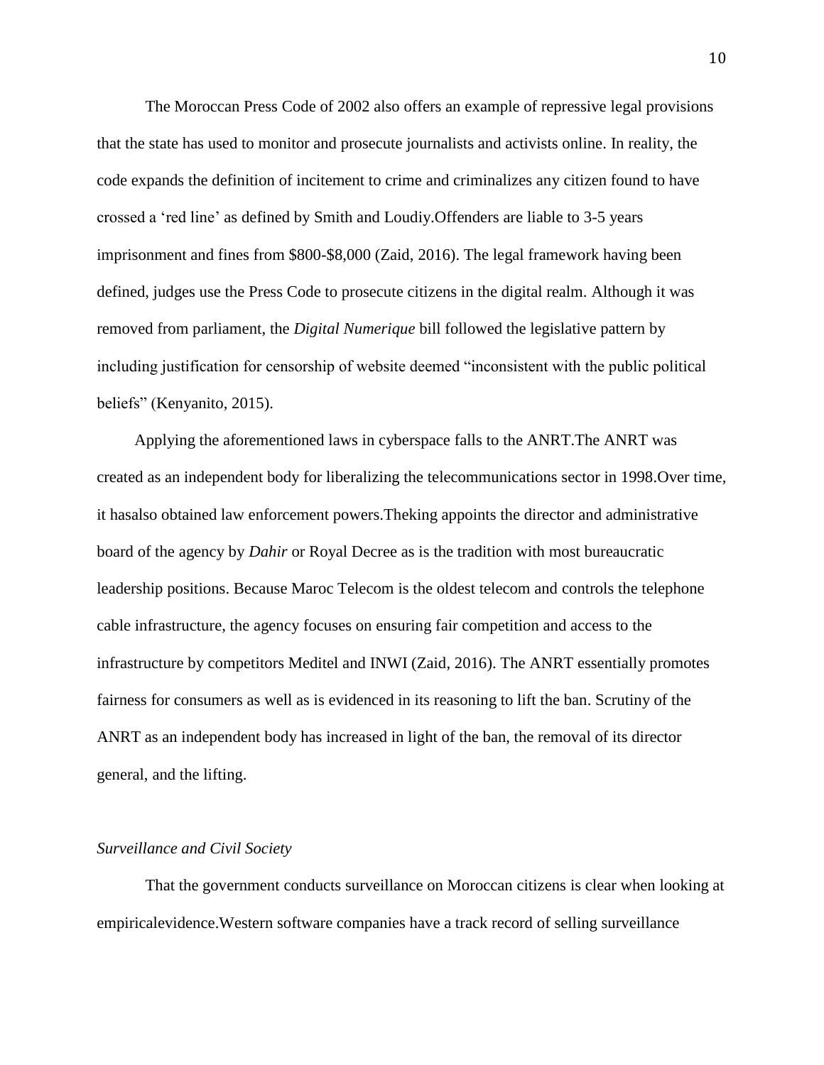The Moroccan Press Code of 2002 also offers an example of repressive legal provisions that the state has used to monitor and prosecute journalists and activists online. In reality, the code expands the definition of incitement to crime and criminalizes any citizen found to have crossed a 'red line' as defined by Smith and Loudiy.Offenders are liable to 3-5 years imprisonment and fines from $800-$8,000 (Zaid, 2016). The legal framework having been defined, judges use the Press Code to prosecute citizens in the digital realm. Although it was removed from parliament, the *Digital Numerique* bill followed the legislative pattern by including justification for censorship of website deemed "inconsistent with the public political beliefs" (Kenyanito, 2015).

Applying the aforementioned laws in cyberspace falls to the ANRT.The ANRT was created as an independent body for liberalizing the telecommunications sector in 1998.Over time, it hasalso obtained law enforcement powers.Theking appoints the director and administrative board of the agency by *Dahir* or Royal Decree as is the tradition with most bureaucratic leadership positions. Because Maroc Telecom is the oldest telecom and controls the telephone cable infrastructure, the agency focuses on ensuring fair competition and access to the infrastructure by competitors Meditel and INWI (Zaid, 2016). The ANRT essentially promotes fairness for consumers as well as is evidenced in its reasoning to lift the ban. Scrutiny of the ANRT as an independent body has increased in light of the ban, the removal of its director general, and the lifting.

*Surveillance and Civil Society*

That the government conducts surveillance on Moroccan citizens is clear when looking at empiricalevidence.Western software companies have a track record of selling surveillance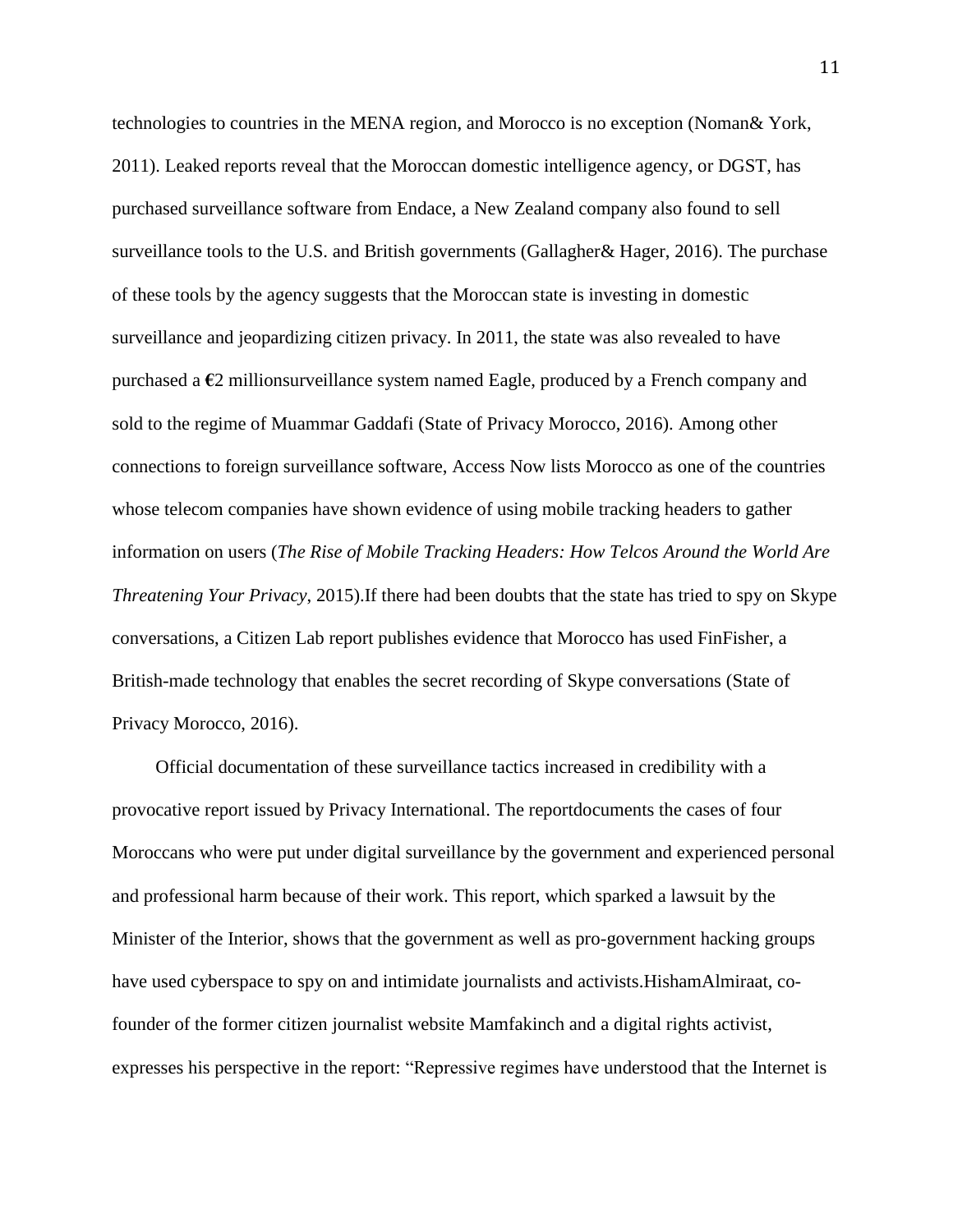technologies to countries in the MENA region, and Morocco is no exception (Noman& York, 2011). Leaked reports reveal that the Moroccan domestic intelligence agency, or DGST, has purchased surveillance software from Endace, a New Zealand company also found to sell surveillance tools to the U.S. and British governments (Gallagher& Hager, 2016). The purchase of these tools by the agency suggests that the Moroccan state is investing in domestic surveillance and jeopardizing citizen privacy. In 2011, the state was also revealed to have purchased a €2 millionsurveillance system named Eagle, produced by a French company and sold to the regime of Muammar Gaddafi (State of Privacy Morocco, 2016). Among other connections to foreign surveillance software, Access Now lists Morocco as one of the countries whose telecom companies have shown evidence of using mobile tracking headers to gather information on users (*The Rise of Mobile Tracking Headers: How Telcos Around the World Are Threatening Your Privacy*, 2015).If there had been doubts that the state has tried to spy on Skype conversations, a Citizen Lab report publishes evidence that Morocco has used FinFisher, a British-made technology that enables the secret recording of Skype conversations (State of Privacy Morocco, 2016).

Official documentation of these surveillance tactics increased in credibility with a provocative report issued by Privacy International. The reportdocuments the cases of four Moroccans who were put under digital surveillance by the government and experienced personal and professional harm because of their work. This report, which sparked a lawsuit by the Minister of the Interior, shows that the government as well as pro-government hacking groups have used cyberspace to spy on and intimidate journalists and activists.HishamAlmiraat, co-founder of the former citizen journalist website Mamfakinch and a digital rights activist, expresses his perspective in the report: "Repressive regimes have understood that the Internet is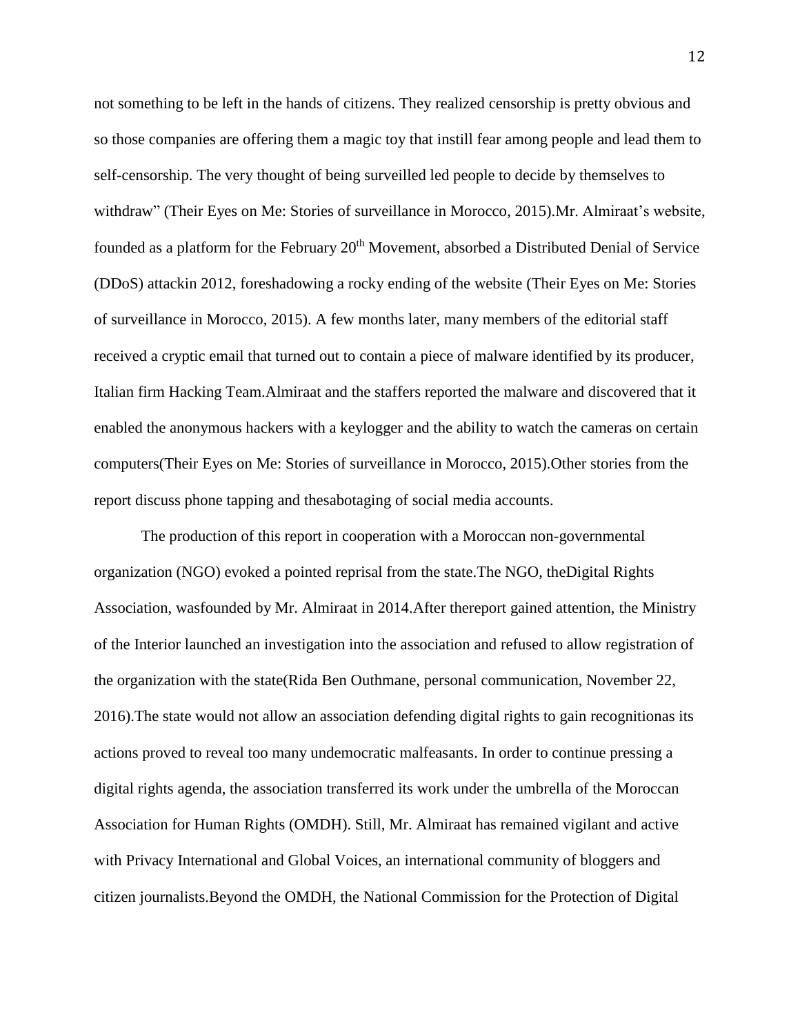not something to be left in the hands of citizens. They realized censorship is pretty obvious and so those companies are offering them a magic toy that instill fear among people and lead them to self-censorship. The very thought of being surveilled led people to decide by themselves to withdraw" (Their Eyes on Me: Stories of surveillance in Morocco, 2015).Mr. Almiraat's website, founded as a platform for the February 20th Movement, absorbed a Distributed Denial of Service (DDoS) attackin 2012, foreshadowing a rocky ending of the website (Their Eyes on Me: Stories of surveillance in Morocco, 2015). A few months later, many members of the editorial staff received a cryptic email that turned out to contain a piece of malware identified by its producer, Italian firm Hacking Team.Almiraat and the staffers reported the malware and discovered that it enabled the anonymous hackers with a keylogger and the ability to watch the cameras on certain computers(Their Eyes on Me: Stories of surveillance in Morocco, 2015).Other stories from the report discuss phone tapping and thesabotaging of social media accounts.

The production of this report in cooperation with a Moroccan non-governmental organization (NGO) evoked a pointed reprisal from the state.The NGO, theDigital Rights Association, wasfounded by Mr. Almiraat in 2014.After thereport gained attention, the Ministry of the Interior launched an investigation into the association and refused to allow registration of the organization with the state(Rida Ben Outhmane, personal communication, November 22, 2016).The state would not allow an association defending digital rights to gain recognitionas its actions proved to reveal too many undemocratic malfeasants. In order to continue pressing a digital rights agenda, the association transferred its work under the umbrella of the Moroccan Association for Human Rights (OMDH). Still, Mr. Almiraat has remained vigilant and active with Privacy International and Global Voices, an international community of bloggers and citizen journalists.Beyond the OMDH, the National Commission for the Protection of Digital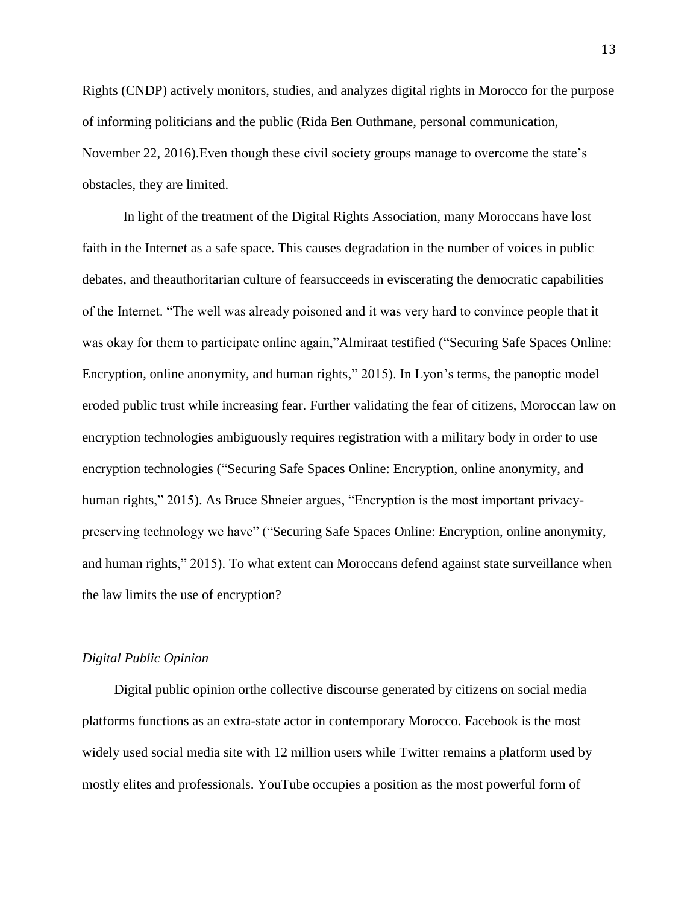Rights (CNDP) actively monitors, studies, and analyzes digital rights in Morocco for the purpose of informing politicians and the public (Rida Ben Outhmane, personal communication, November 22, 2016).Even though these civil society groups manage to overcome the state's obstacles, they are limited.

In light of the treatment of the Digital Rights Association, many Moroccans have lost faith in the Internet as a safe space. This causes degradation in the number of voices in public debates, and theauthoritarian culture of fearsucceeds in eviscerating the democratic capabilities of the Internet. "The well was already poisoned and it was very hard to convince people that it was okay for them to participate online again,"Almiraat testified ("Securing Safe Spaces Online: Encryption, online anonymity, and human rights," 2015). In Lyon's terms, the panoptic model eroded public trust while increasing fear. Further validating the fear of citizens, Moroccan law on encryption technologies ambiguously requires registration with a military body in order to use encryption technologies ("Securing Safe Spaces Online: Encryption, online anonymity, and human rights," 2015). As Bruce Shneier argues, "Encryption is the most important privacy-preserving technology we have" ("Securing Safe Spaces Online: Encryption, online anonymity, and human rights," 2015). To what extent can Moroccans defend against state surveillance when the law limits the use of encryption?

*Digital Public Opinion*

Digital public opinion orthe collective discourse generated by citizens on social media platforms functions as an extra-state actor in contemporary Morocco. Facebook is the most widely used social media site with 12 million users while Twitter remains a platform used by mostly elites and professionals. YouTube occupies a position as the most powerful form of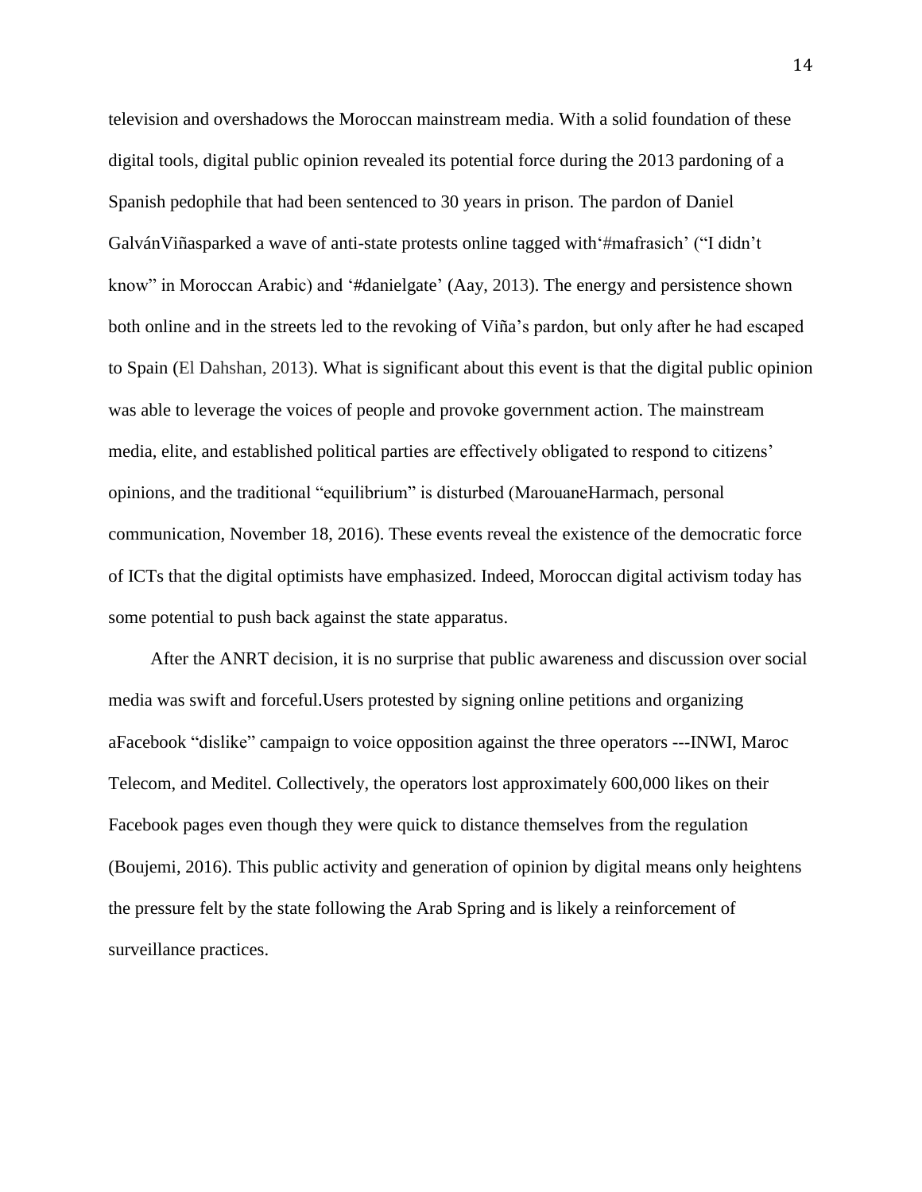television and overshadows the Moroccan mainstream media. With a solid foundation of these digital tools, digital public opinion revealed its potential force during the 2013 pardoning of a Spanish pedophile that had been sentenced to 30 years in prison. The pardon of Daniel GalvánViñasparked a wave of anti-state protests online tagged with'#mafrasich' ("I didn't know" in Moroccan Arabic) and '#danielgate' (Aay, 2013). The energy and persistence shown both online and in the streets led to the revoking of Viña's pardon, but only after he had escaped to Spain (El Dahshan, 2013). What is significant about this event is that the digital public opinion was able to leverage the voices of people and provoke government action. The mainstream media, elite, and established political parties are effectively obligated to respond to citizens' opinions, and the traditional "equilibrium" is disturbed (MarouaneHarmach, personal communication, November 18, 2016). These events reveal the existence of the democratic force of ICTs that the digital optimists have emphasized. Indeed, Moroccan digital activism today has some potential to push back against the state apparatus.

After the ANRT decision, it is no surprise that public awareness and discussion over social media was swift and forceful.Users protested by signing online petitions and organizing aFacebook "dislike" campaign to voice opposition against the three operators ---INWI, Maroc Telecom, and Meditel. Collectively, the operators lost approximately 600,000 likes on their Facebook pages even though they were quick to distance themselves from the regulation (Boujemi, 2016). This public activity and generation of opinion by digital means only heightens the pressure felt by the state following the Arab Spring and is likely a reinforcement of surveillance practices.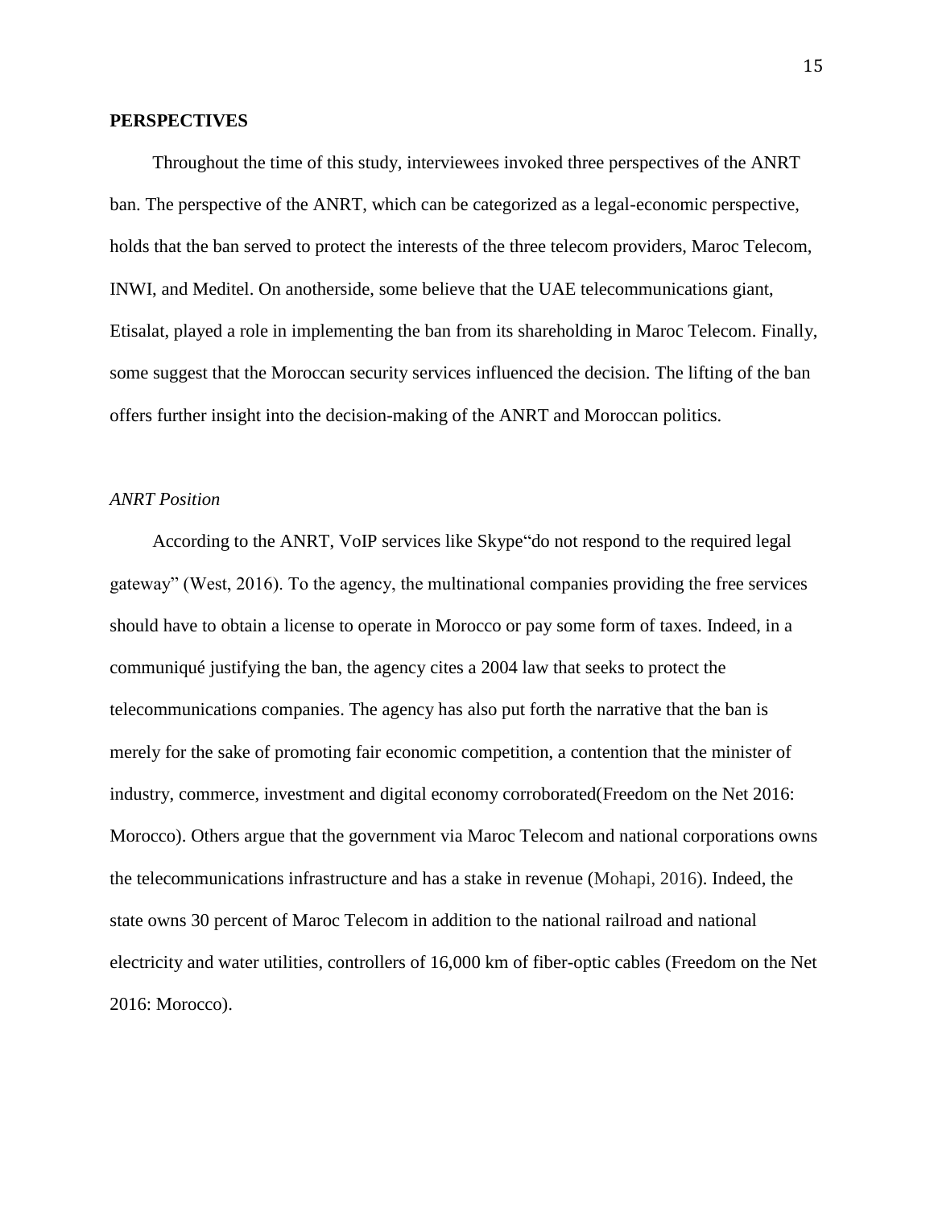**PERSPECTIVES**

Throughout the time of this study, interviewees invoked three perspectives of the ANRT ban. The perspective of the ANRT, which can be categorized as a legal-economic perspective, holds that the ban served to protect the interests of the three telecom providers, Maroc Telecom, INWI, and Meditel. On anotherside, some believe that the UAE telecommunications giant, Etisalat, played a role in implementing the ban from its shareholding in Maroc Telecom. Finally, some suggest that the Moroccan security services influenced the decision. The lifting of the ban offers further insight into the decision-making of the ANRT and Moroccan politics.

*ANRT Position*

According to the ANRT, VoIP services like Skype"do not respond to the required legal gateway" (West, 2016). To the agency, the multinational companies providing the free services should have to obtain a license to operate in Morocco or pay some form of taxes. Indeed, in a communiqué justifying the ban, the agency cites a 2004 law that seeks to protect the telecommunications companies. The agency has also put forth the narrative that the ban is merely for the sake of promoting fair economic competition, a contention that the minister of industry, commerce, investment and digital economy corroborated(Freedom on the Net 2016: Morocco). Others argue that the government via Maroc Telecom and national corporations owns the telecommunications infrastructure and has a stake in revenue (Mohapi, 2016). Indeed, the state owns 30 percent of Maroc Telecom in addition to the national railroad and national electricity and water utilities, controllers of 16,000 km of fiber-optic cables (Freedom on the Net 2016: Morocco).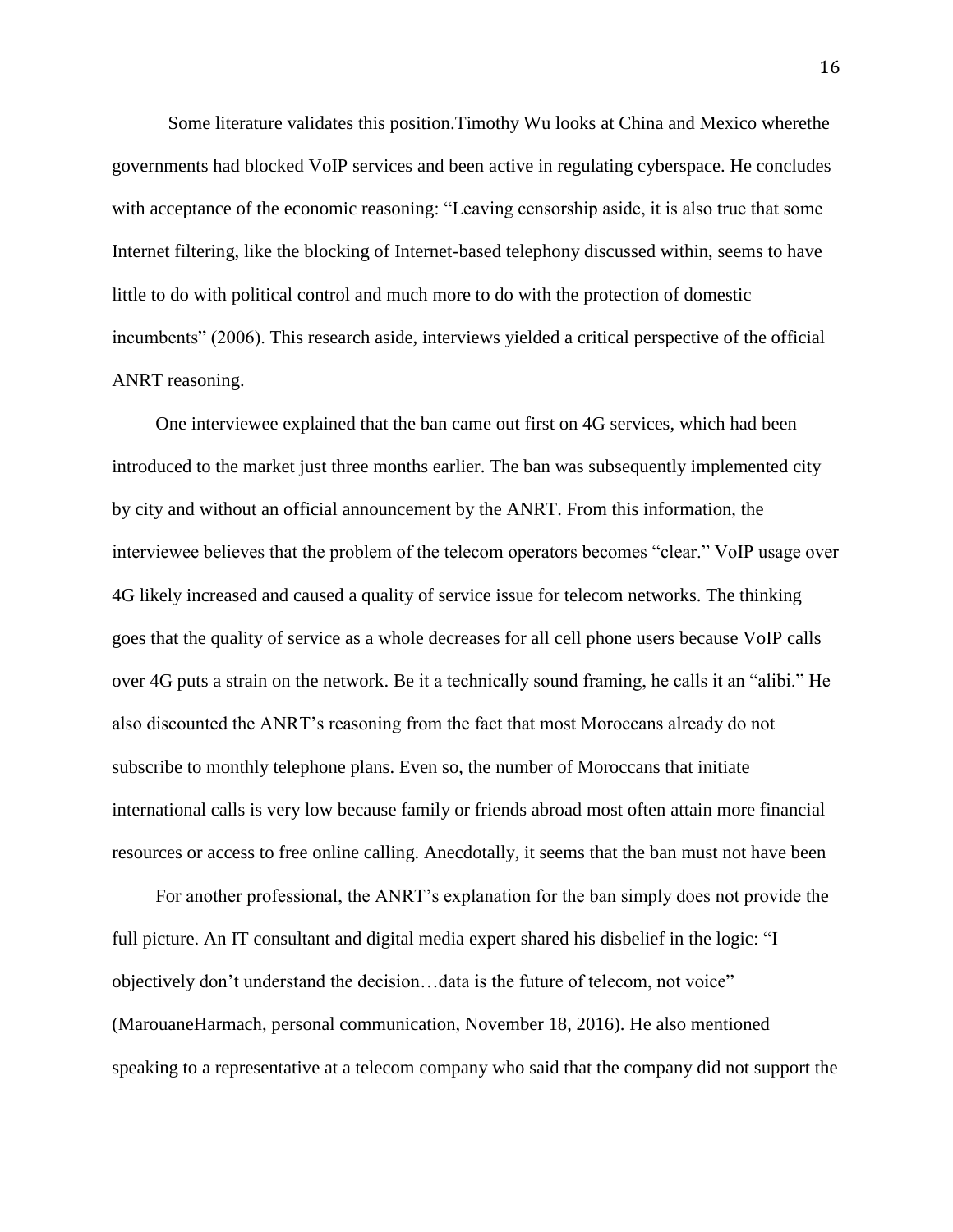Some literature validates this position.Timothy Wu looks at China and Mexico wherethe governments had blocked VoIP services and been active in regulating cyberspace. He concludes with acceptance of the economic reasoning: “Leaving censorship aside, it is also true that some Internet filtering, like the blocking of Internet-based telephony discussed within, seems to have little to do with political control and much more to do with the protection of domestic incumbents” (2006). This research aside, interviews yielded a critical perspective of the official ANRT reasoning.

One interviewee explained that the ban came out first on 4G services, which had been introduced to the market just three months earlier. The ban was subsequently implemented city by city and without an official announcement by the ANRT. From this information, the interviewee believes that the problem of the telecom operators becomes “clear.” VoIP usage over 4G likely increased and caused a quality of service issue for telecom networks. The thinking goes that the quality of service as a whole decreases for all cell phone users because VoIP calls over 4G puts a strain on the network. Be it a technically sound framing, he calls it an “alibi.” He also discounted the ANRT’s reasoning from the fact that most Moroccans already do not subscribe to monthly telephone plans. Even so, the number of Moroccans that initiate international calls is very low because family or friends abroad most often attain more financial resources or access to free online calling. Anecdotally, it seems that the ban must not have been

For another professional, the ANRT’s explanation for the ban simply does not provide the full picture. An IT consultant and digital media expert shared his disbelief in the logic: “I objectively don’t understand the decision…data is the future of telecom, not voice” (MarouaneHarmach, personal communication, November 18, 2016). He also mentioned speaking to a representative at a telecom company who said that the company did not support the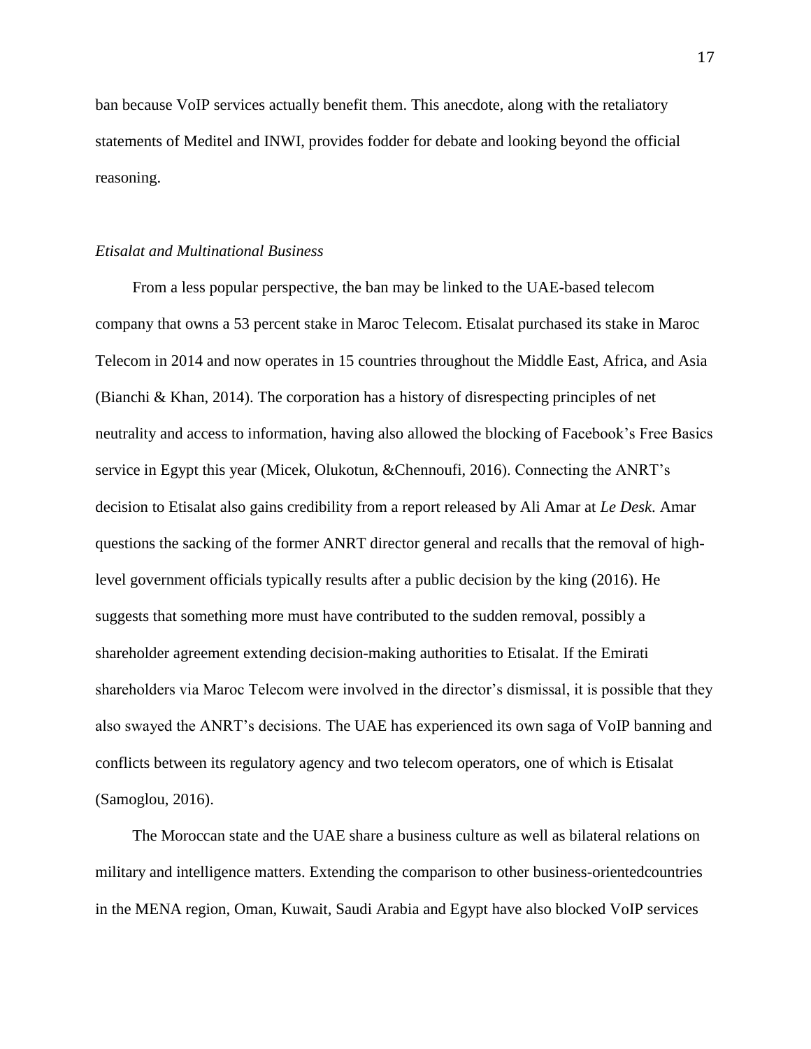ban because VoIP services actually benefit them. This anecdote, along with the retaliatory statements of Meditel and INWI, provides fodder for debate and looking beyond the official reasoning.

### *Etisalat and Multinational Business*

From a less popular perspective, the ban may be linked to the UAE-based telecom company that owns a 53 percent stake in Maroc Telecom. Etisalat purchased its stake in Maroc Telecom in 2014 and now operates in 15 countries throughout the Middle East, Africa, and Asia (Bianchi & Khan, 2014). The corporation has a history of disrespecting principles of net neutrality and access to information, having also allowed the blocking of Facebook's Free Basics service in Egypt this year (Micek, Olukotun, &Chennoufi, 2016). Connecting the ANRT's decision to Etisalat also gains credibility from a report released by Ali Amar at *Le Desk*. Amar questions the sacking of the former ANRT director general and recalls that the removal of high-level government officials typically results after a public decision by the king (2016). He suggests that something more must have contributed to the sudden removal, possibly a shareholder agreement extending decision-making authorities to Etisalat. If the Emirati shareholders via Maroc Telecom were involved in the director's dismissal, it is possible that they also swayed the ANRT's decisions. The UAE has experienced its own saga of VoIP banning and conflicts between its regulatory agency and two telecom operators, one of which is Etisalat (Samoglou, 2016).

The Moroccan state and the UAE share a business culture as well as bilateral relations on military and intelligence matters. Extending the comparison to other business-orientedcountries in the MENA region, Oman, Kuwait, Saudi Arabia and Egypt have also blocked VoIP services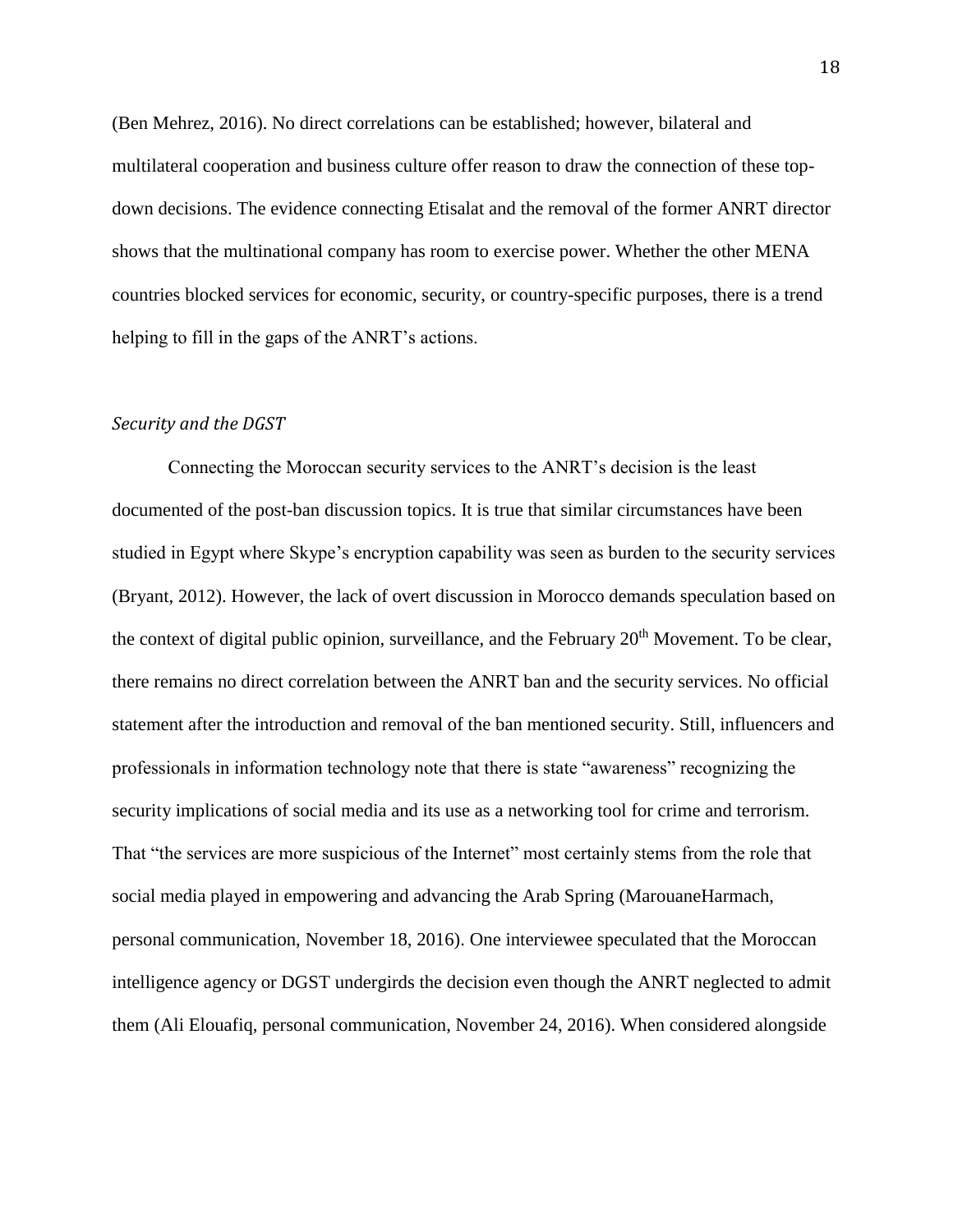(Ben Mehrez, 2016). No direct correlations can be established; however, bilateral and multilateral cooperation and business culture offer reason to draw the connection of these top-down decisions. The evidence connecting Etisalat and the removal of the former ANRT director shows that the multinational company has room to exercise power. Whether the other MENA countries blocked services for economic, security, or country-specific purposes, there is a trend helping to fill in the gaps of the ANRT's actions.

### *Security and the DGST*

Connecting the Moroccan security services to the ANRT's decision is the least documented of the post-ban discussion topics. It is true that similar circumstances have been studied in Egypt where Skype's encryption capability was seen as burden to the security services (Bryant, 2012). However, the lack of overt discussion in Morocco demands speculation based on the context of digital public opinion, surveillance, and the February 20th Movement. To be clear, there remains no direct correlation between the ANRT ban and the security services. No official statement after the introduction and removal of the ban mentioned security. Still, influencers and professionals in information technology note that there is state "awareness" recognizing the security implications of social media and its use as a networking tool for crime and terrorism. That "the services are more suspicious of the Internet" most certainly stems from the role that social media played in empowering and advancing the Arab Spring (MarouaneHarmach, personal communication, November 18, 2016). One interviewee speculated that the Moroccan intelligence agency or DGST undergirds the decision even though the ANRT neglected to admit them (Ali Elouafiq, personal communication, November 24, 2016). When considered alongside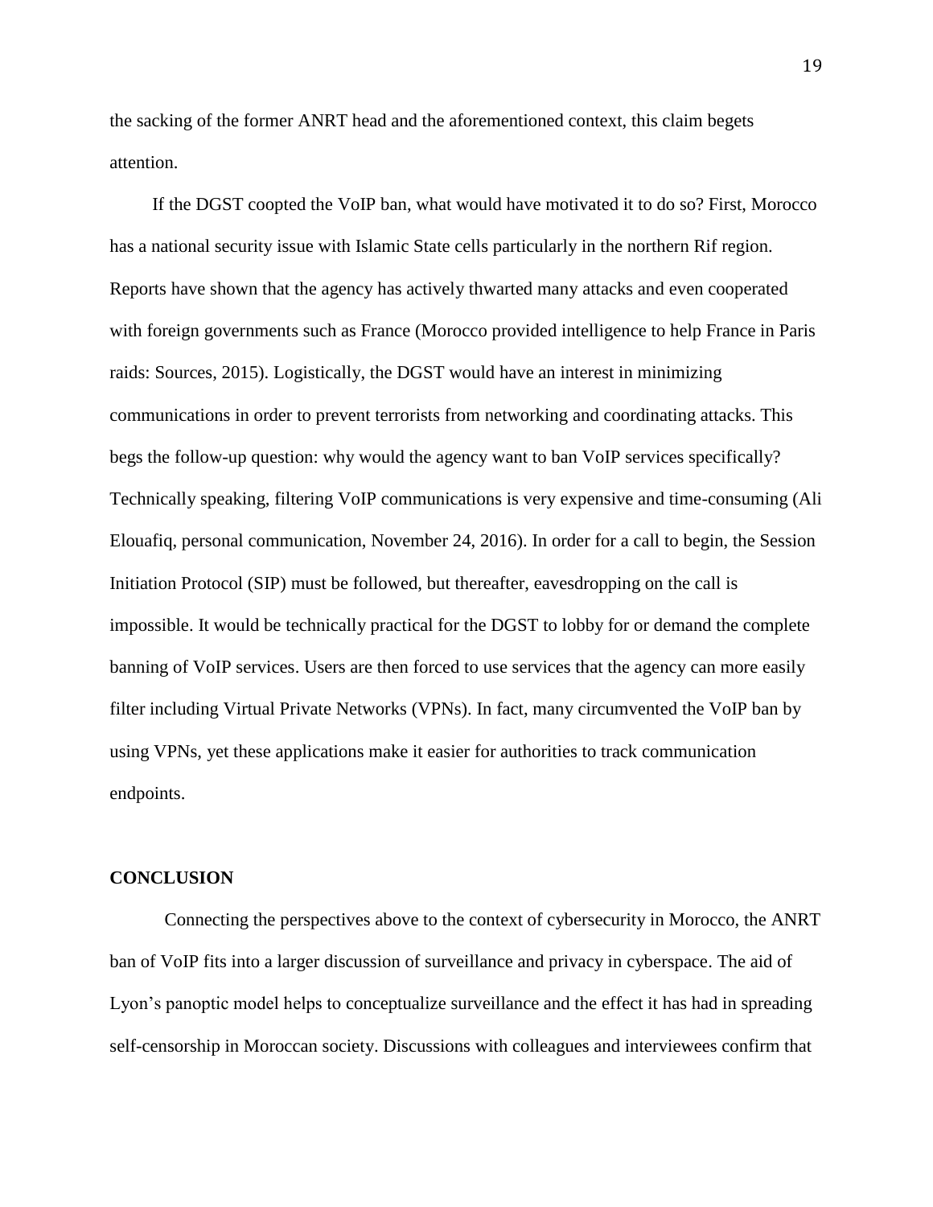the sacking of the former ANRT head and the aforementioned context, this claim begets attention.

If the DGST coopted the VoIP ban, what would have motivated it to do so? First, Morocco has a national security issue with Islamic State cells particularly in the northern Rif region. Reports have shown that the agency has actively thwarted many attacks and even cooperated with foreign governments such as France (Morocco provided intelligence to help France in Paris raids: Sources, 2015). Logistically, the DGST would have an interest in minimizing communications in order to prevent terrorists from networking and coordinating attacks. This begs the follow-up question: why would the agency want to ban VoIP services specifically? Technically speaking, filtering VoIP communications is very expensive and time-consuming (Ali Elouafiq, personal communication, November 24, 2016). In order for a call to begin, the Session Initiation Protocol (SIP) must be followed, but thereafter, eavesdropping on the call is impossible. It would be technically practical for the DGST to lobby for or demand the complete banning of VoIP services. Users are then forced to use services that the agency can more easily filter including Virtual Private Networks (VPNs). In fact, many circumvented the VoIP ban by using VPNs, yet these applications make it easier for authorities to track communication endpoints.

## CONCLUSION

Connecting the perspectives above to the context of cybersecurity in Morocco, the ANRT ban of VoIP fits into a larger discussion of surveillance and privacy in cyberspace. The aid of Lyon's panoptic model helps to conceptualize surveillance and the effect it has had in spreading self-censorship in Moroccan society. Discussions with colleagues and interviewees confirm that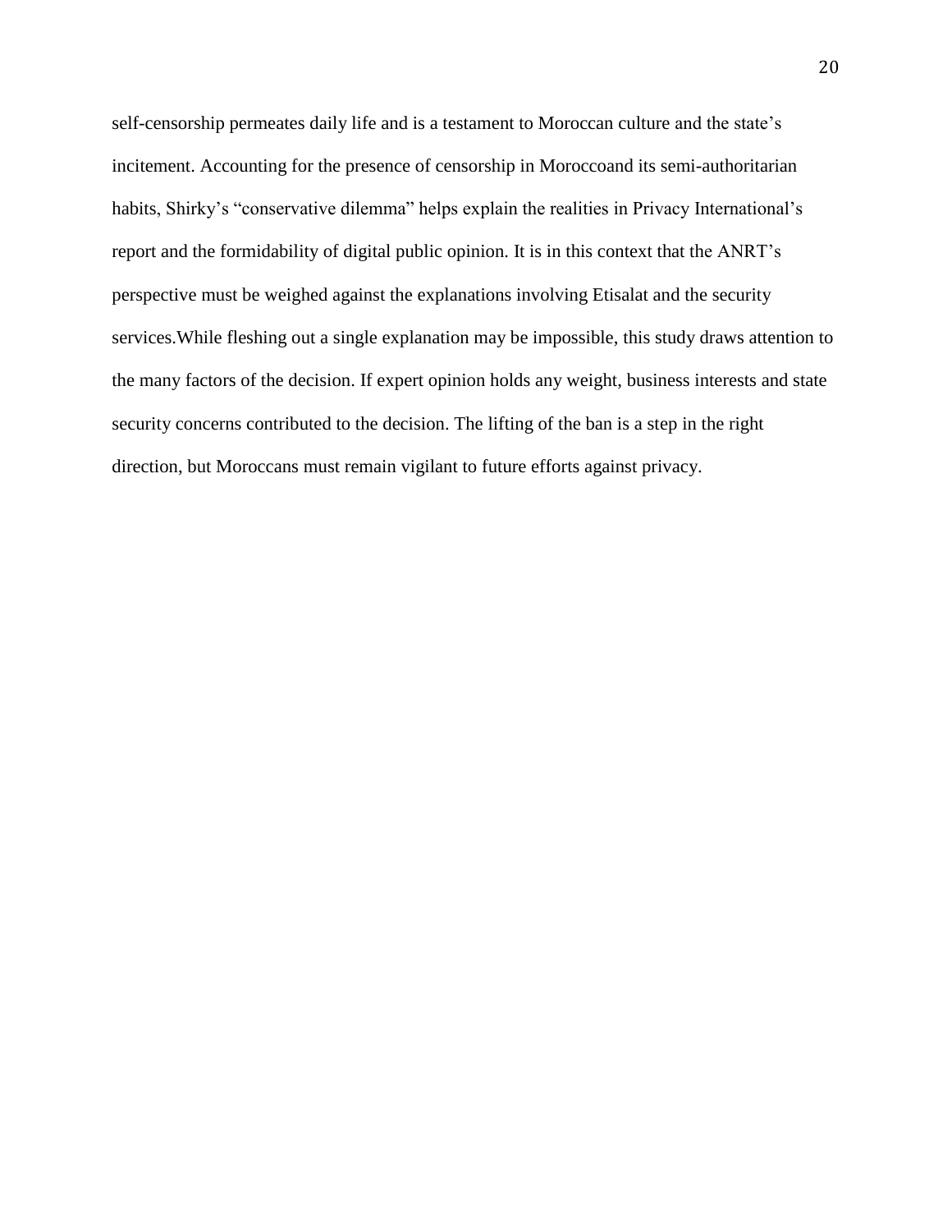self-censorship permeates daily life and is a testament to Moroccan culture and the state's incitement. Accounting for the presence of censorship in Moroccoand its semi-authoritarian habits, Shirky's "conservative dilemma" helps explain the realities in Privacy International's report and the formidability of digital public opinion. It is in this context that the ANRT's perspective must be weighed against the explanations involving Etisalat and the security services.While fleshing out a single explanation may be impossible, this study draws attention to the many factors of the decision. If expert opinion holds any weight, business interests and state security concerns contributed to the decision. The lifting of the ban is a step in the right direction, but Moroccans must remain vigilant to future efforts against privacy.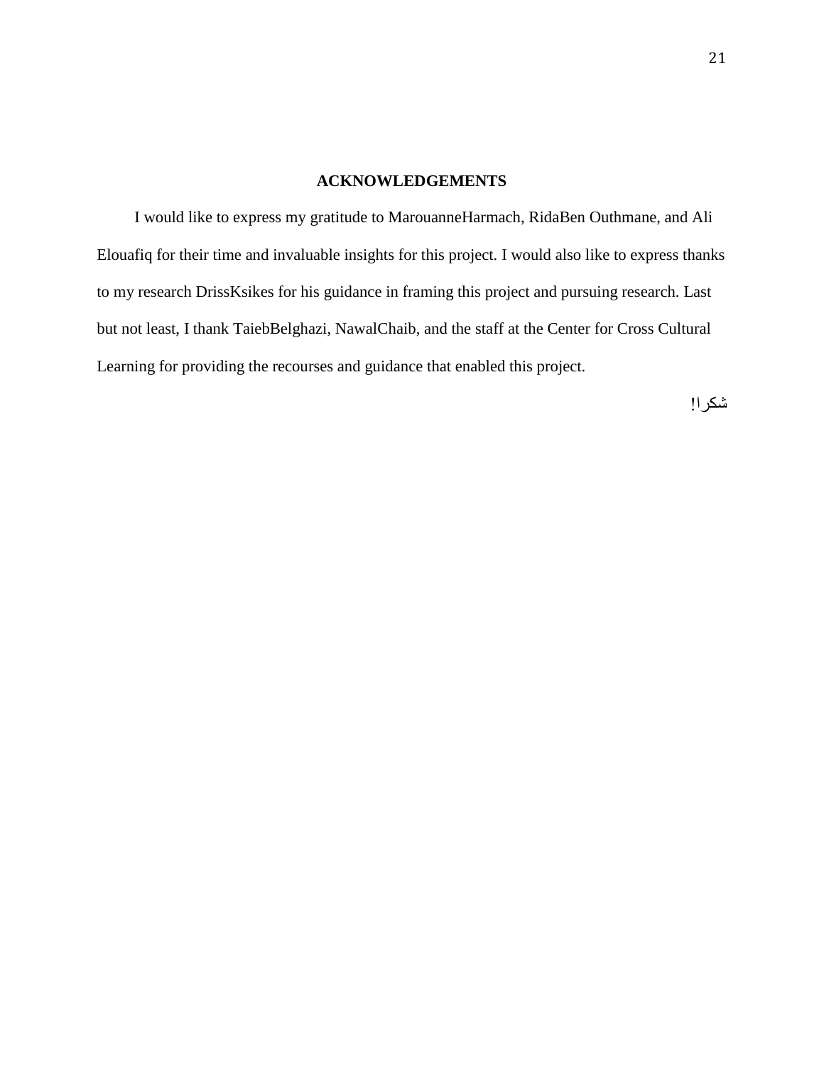## ACKNOWLEDGEMENTS

I would like to express my gratitude to MarouanneHarmach, RidaBen Outhmane, and Ali Elouafiq for their time and invaluable insights for this project. I would also like to express thanks to my research DrissKsikes for his guidance in framing this project and pursuing research. Last but not least, I thank TaiebBelghazi, NawalChaib, and the staff at the Center for Cross Cultural Learning for providing the recourses and guidance that enabled this project.

شكرا!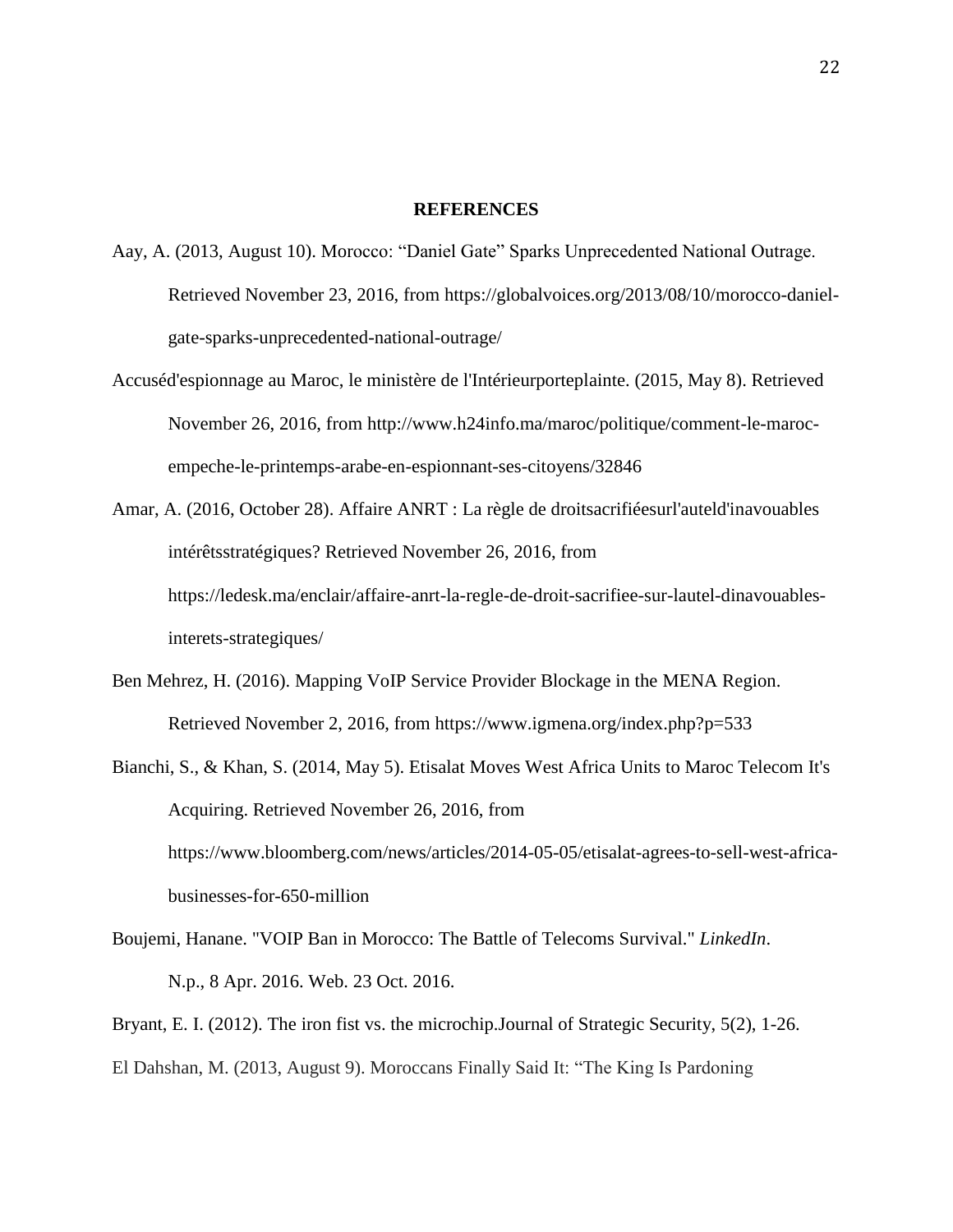**REFERENCES**

Aay, A. (2013, August 10). Morocco: “Daniel Gate” Sparks Unprecedented National Outrage. Retrieved November 23, 2016, from https://globalvoices.org/2013/08/10/morocco-daniel-gate-sparks-unprecedented-national-outrage/

Accuséd'espionnage au Maroc, le ministère de l'Intérieurporteplainte. (2015, May 8). Retrieved November 26, 2016, from http://www.h24info.ma/maroc/politique/comment-le-maroc-empeche-le-printemps-arabe-en-espionnant-ses-citoyens/32846

Amar, A. (2016, October 28). Affaire ANRT : La règle de droitsacrifiéesurl'auteld'inavouables intérêtsstratégiques? Retrieved November 26, 2016, from https://ledesk.ma/enclair/affaire-anrt-la-regle-de-droit-sacrifiee-sur-lautel-dinavouables-interets-strategiques/

Ben Mehrez, H. (2016). Mapping VoIP Service Provider Blockage in the MENA Region. Retrieved November 2, 2016, from https://www.igmena.org/index.php?p=533

Bianchi, S., & Khan, S. (2014, May 5). Etisalat Moves West Africa Units to Maroc Telecom It's Acquiring. Retrieved November 26, 2016, from https://www.bloomberg.com/news/articles/2014-05-05/etisalat-agrees-to-sell-west-africa-businesses-for-650-million

Boujemi, Hanane. "VOIP Ban in Morocco: The Battle of Telecoms Survival." *LinkedIn*. N.p., 8 Apr. 2016. Web. 23 Oct. 2016.

Bryant, E. I. (2012). The iron fist vs. the microchip.Journal of Strategic Security, 5(2), 1-26.

El Dahshan, M. (2013, August 9). Moroccans Finally Said It: “The King Is Pardoning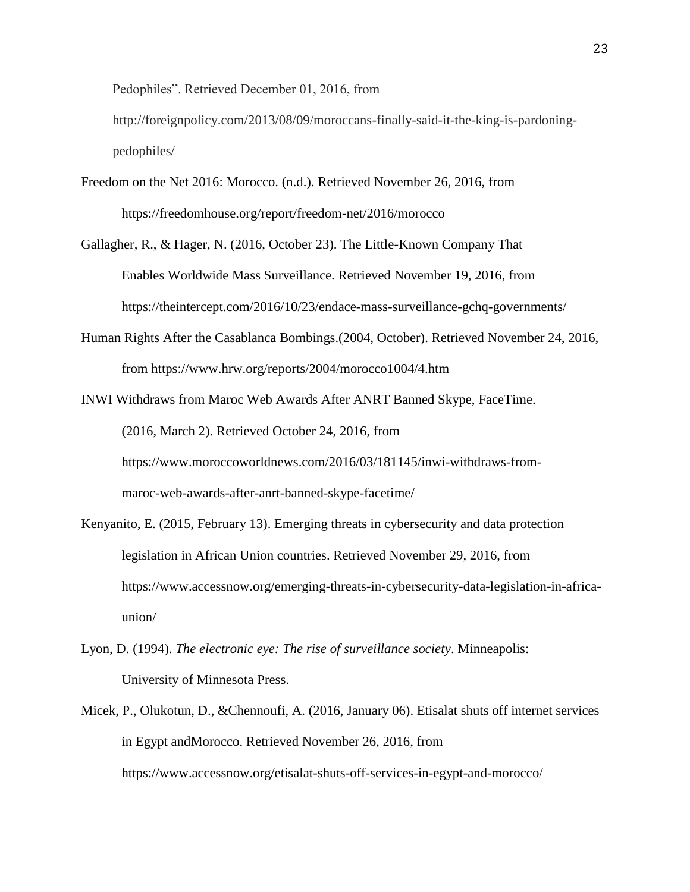Pedophiles". Retrieved December 01, 2016, from http://foreignpolicy.com/2013/08/09/moroccans-finally-said-it-the-king-is-pardoning-pedophiles/

Freedom on the Net 2016: Morocco. (n.d.). Retrieved November 26, 2016, from https://freedomhouse.org/report/freedom-net/2016/morocco

Gallagher, R., & Hager, N. (2016, October 23). The Little-Known Company That Enables Worldwide Mass Surveillance. Retrieved November 19, 2016, from https://theintercept.com/2016/10/23/endace-mass-surveillance-gchq-governments/

Human Rights After the Casablanca Bombings.(2004, October). Retrieved November 24, 2016, from https://www.hrw.org/reports/2004/morocco1004/4.htm

INWI Withdraws from Maroc Web Awards After ANRT Banned Skype, FaceTime. (2016, March 2). Retrieved October 24, 2016, from https://www.moroccoworldnews.com/2016/03/181145/inwi-withdraws-from-maroc-web-awards-after-anrt-banned-skype-facetime/

Kenyanito, E. (2015, February 13). Emerging threats in cybersecurity and data protection legislation in African Union countries. Retrieved November 29, 2016, from https://www.accessnow.org/emerging-threats-in-cybersecurity-data-legislation-in-africa-union/

Lyon, D. (1994). *The electronic eye: The rise of surveillance society*. Minneapolis: University of Minnesota Press.

Micek, P., Olukotun, D., &Chennoufi, A. (2016, January 06). Etisalat shuts off internet services in Egypt andMorocco. Retrieved November 26, 2016, from https://www.accessnow.org/etisalat-shuts-off-services-in-egypt-and-morocco/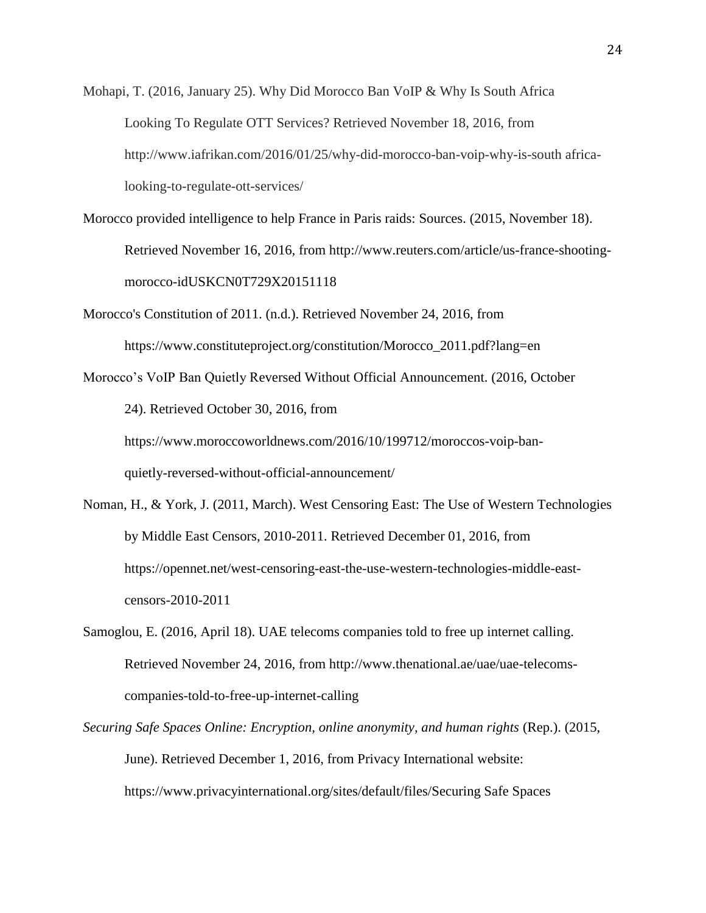Mohapi, T. (2016, January 25). Why Did Morocco Ban VoIP & Why Is South Africa Looking To Regulate OTT Services? Retrieved November 18, 2016, from http://www.iafrikan.com/2016/01/25/why-did-morocco-ban-voip-why-is-south africa-looking-to-regulate-ott-services/

Morocco provided intelligence to help France in Paris raids: Sources. (2015, November 18). Retrieved November 16, 2016, from http://www.reuters.com/article/us-france-shooting-morocco-idUSKCN0T729X20151118

Morocco's Constitution of 2011. (n.d.). Retrieved November 24, 2016, from https://www.constituteproject.org/constitution/Morocco_2011.pdf?lang=en

Morocco's VoIP Ban Quietly Reversed Without Official Announcement. (2016, October 24). Retrieved October 30, 2016, from https://www.moroccoworldnews.com/2016/10/199712/moroccos-voip-ban-quietly-reversed-without-official-announcement/

Noman, H., & York, J. (2011, March). West Censoring East: The Use of Western Technologies by Middle East Censors, 2010-2011. Retrieved December 01, 2016, from https://opennet.net/west-censoring-east-the-use-western-technologies-middle-east-censors-2010-2011

Samoglou, E. (2016, April 18). UAE telecoms companies told to free up internet calling. Retrieved November 24, 2016, from http://www.thenational.ae/uae/uae-telecoms-companies-told-to-free-up-internet-calling

*Securing Safe Spaces Online: Encryption, online anonymity, and human rights* (Rep.). (2015, June). Retrieved December 1, 2016, from Privacy International website: https://www.privacyinternational.org/sites/default/files/Securing Safe Spaces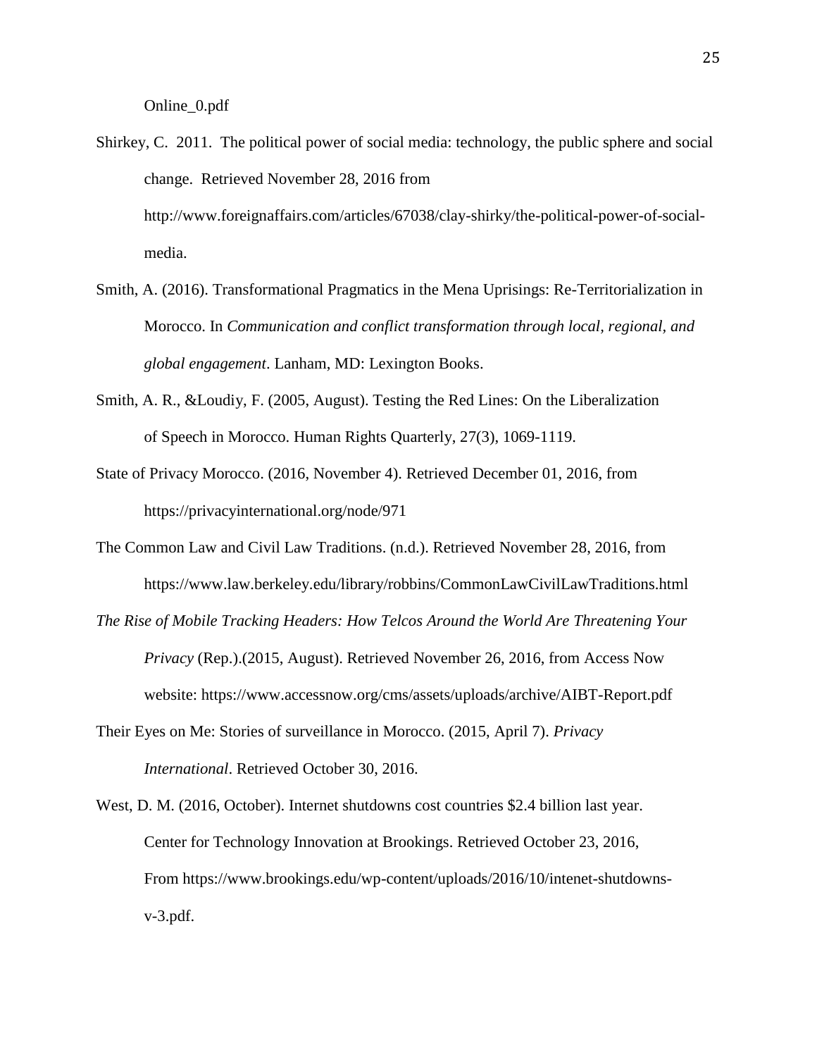Online_0.pdf

Shirkey, C. 2011. The political power of social media: technology, the public sphere and social change. Retrieved November 28, 2016 from http://www.foreignaffairs.com/articles/67038/clay-shirky/the-political-power-of-social-media.

Smith, A. (2016). Transformational Pragmatics in the Mena Uprisings: Re-Territorialization in Morocco. In *Communication and conflict transformation through local, regional, and global engagement*. Lanham, MD: Lexington Books.

Smith, A. R., &Loudiy, F. (2005, August). Testing the Red Lines: On the Liberalization of Speech in Morocco. Human Rights Quarterly, 27(3), 1069-1119.

State of Privacy Morocco. (2016, November 4). Retrieved December 01, 2016, from https://privacyinternational.org/node/971

The Common Law and Civil Law Traditions. (n.d.). Retrieved November 28, 2016, from https://www.law.berkeley.edu/library/robbins/CommonLawCivilLawTraditions.html

*The Rise of Mobile Tracking Headers: How Telcos Around the World Are Threatening Your Privacy* (Rep.).(2015, August). Retrieved November 26, 2016, from Access Now website: https://www.accessnow.org/cms/assets/uploads/archive/AIBT-Report.pdf

Their Eyes on Me: Stories of surveillance in Morocco. (2015, April 7). *Privacy International*. Retrieved October 30, 2016.

West, D. M. (2016, October). Internet shutdowns cost countries $2.4 billion last year. Center for Technology Innovation at Brookings. Retrieved October 23, 2016, From https://www.brookings.edu/wp-content/uploads/2016/10/intenet-shutdowns-v-3.pdf.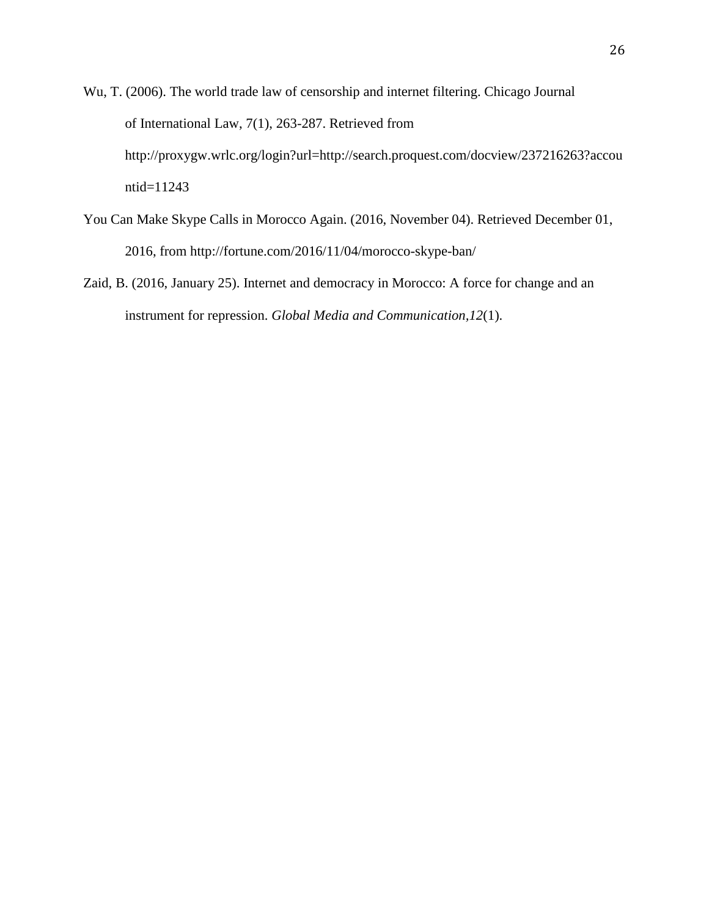Wu, T. (2006). The world trade law of censorship and internet filtering. Chicago Journal of International Law, 7(1), 263-287. Retrieved from http://proxygw.wrlc.org/login?url=http://search.proquest.com/docview/237216263?accountid=11243

You Can Make Skype Calls in Morocco Again. (2016, November 04). Retrieved December 01, 2016, from http://fortune.com/2016/11/04/morocco-skype-ban/

Zaid, B. (2016, January 25). Internet and democracy in Morocco: A force for change and an instrument for repression. *Global Media and Communication,12*(1).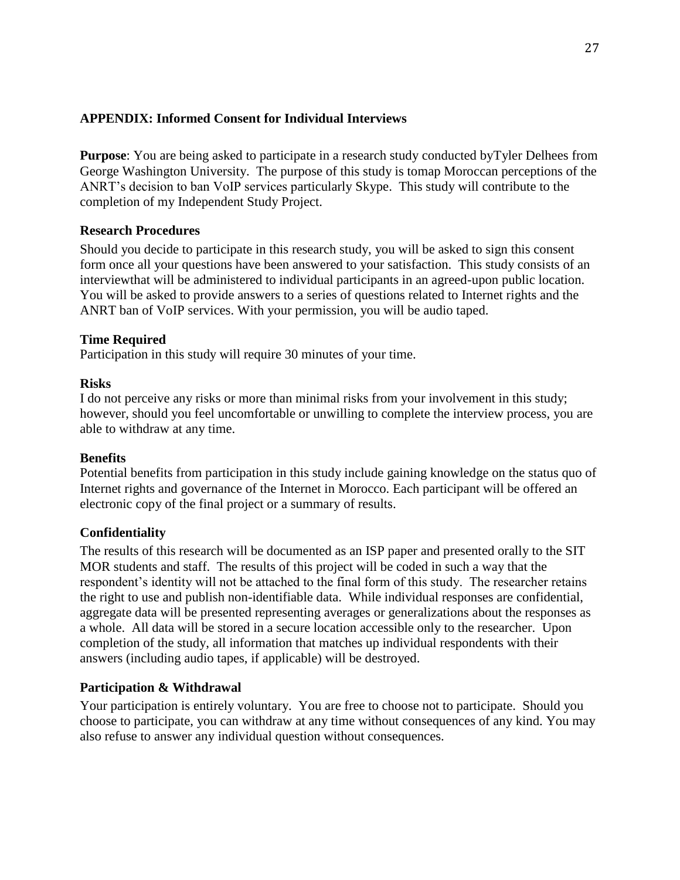## APPENDIX: Informed Consent for Individual Interviews

**Purpose**: You are being asked to participate in a research study conducted byTyler Delhees from George Washington University. The purpose of this study is tomap Moroccan perceptions of the ANRT's decision to ban VoIP services particularly Skype. This study will contribute to the completion of my Independent Study Project.

### Research Procedures

Should you decide to participate in this research study, you will be asked to sign this consent form once all your questions have been answered to your satisfaction. This study consists of an interviewthat will be administered to individual participants in an agreed-upon public location. You will be asked to provide answers to a series of questions related to Internet rights and the ANRT ban of VoIP services. With your permission, you will be audio taped.

### Time Required

Participation in this study will require 30 minutes of your time.

### Risks

I do not perceive any risks or more than minimal risks from your involvement in this study; however, should you feel uncomfortable or unwilling to complete the interview process, you are able to withdraw at any time.

### Benefits

Potential benefits from participation in this study include gaining knowledge on the status quo of Internet rights and governance of the Internet in Morocco. Each participant will be offered an electronic copy of the final project or a summary of results.

### Confidentiality

The results of this research will be documented as an ISP paper and presented orally to the SIT MOR students and staff. The results of this project will be coded in such a way that the respondent's identity will not be attached to the final form of this study. The researcher retains the right to use and publish non-identifiable data. While individual responses are confidential, aggregate data will be presented representing averages or generalizations about the responses as a whole. All data will be stored in a secure location accessible only to the researcher. Upon completion of the study, all information that matches up individual respondents with their answers (including audio tapes, if applicable) will be destroyed.

### Participation & Withdrawal

Your participation is entirely voluntary. You are free to choose not to participate. Should you choose to participate, you can withdraw at any time without consequences of any kind. You may also refuse to answer any individual question without consequences.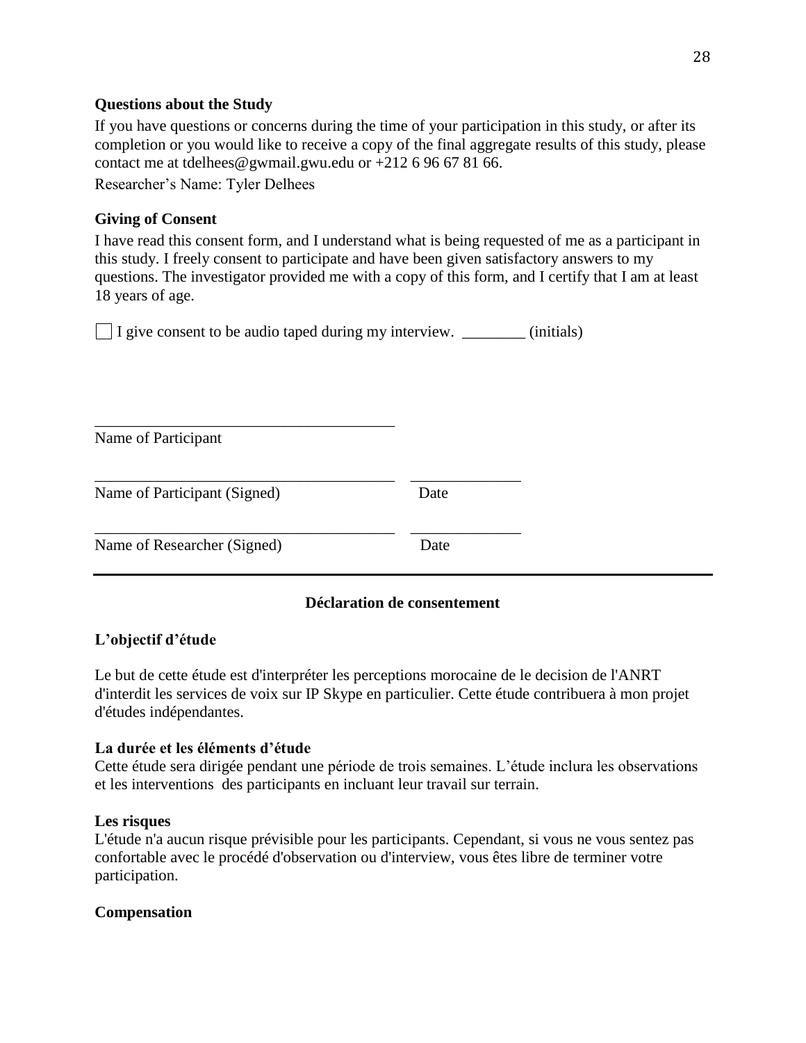**Questions about the Study**

If you have questions or concerns during the time of your participation in this study, or after its completion or you would like to receive a copy of the final aggregate results of this study, please contact me at tdelhees@gwmail.gwu.edu or +212 6 96 67 81 66.

Researcher's Name: Tyler Delhees

**Giving of Consent**

I have read this consent form, and I understand what is being requested of me as a participant in this study. I freely consent to participate and have been given satisfactory answers to my questions. The investigator provided me with a copy of this form, and I certify that I am at least 18 years of age.

☐ I give consent to be audio taped during my interview. ________ (initials)

______________________________________
Name of Participant

______________________________________ ______________
Name of Participant (Signed) Date

______________________________________ ______________
Name of Researcher (Signed) Date

---

**Déclaration de consentement**

**L'objectif d'étude**

Le but de cette étude est d'interpréter les perceptions morocaine de le decision de l'ANRT d'interdit les services de voix sur IP Skype en particulier. Cette étude contribuera à mon projet d'études indépendantes.

**La durée et les éléments d'étude**

Cette étude sera dirigée pendant une période de trois semaines. L'étude inclura les observations et les interventions des participants en incluant leur travail sur terrain.

**Les risques**

L'étude n'a aucun risque prévisible pour les participants. Cependant, si vous ne vous sentez pas confortable avec le procédé d'observation ou d'interview, vous êtes libre de terminer votre participation.

**Compensation**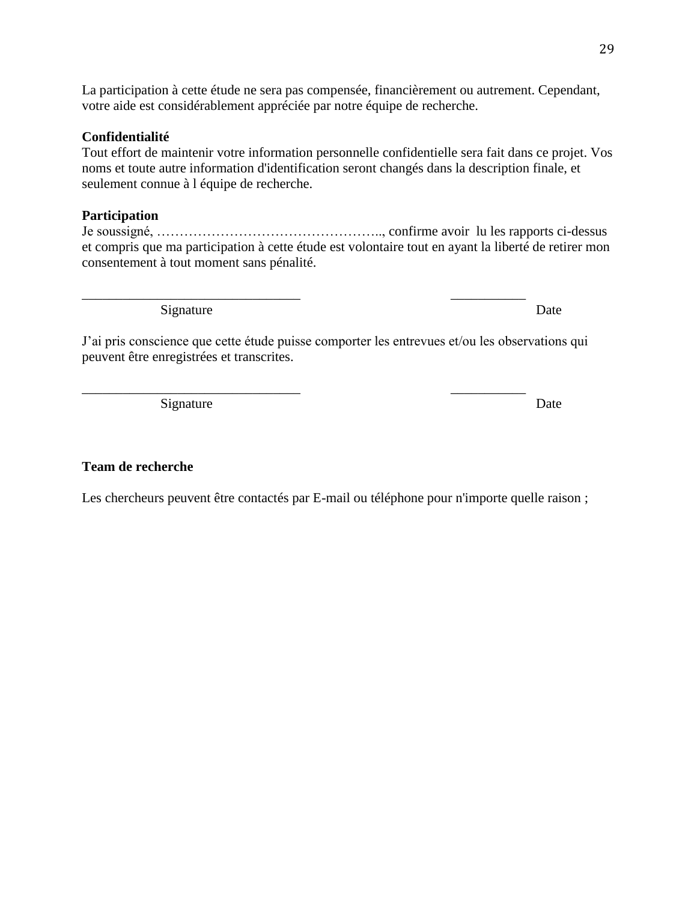La participation à cette étude ne sera pas compensée, financièrement ou autrement. Cependant, votre aide est considérablement appréciée par notre équipe de recherche.

**Confidentialité**
Tout effort de maintenir votre information personnelle confidentielle sera fait dans ce projet. Vos noms et toute autre information d'identification seront changés dans la description finale, et seulement connue à l équipe de recherche.

**Participation**
Je soussigné, ………………………………………….., confirme avoir lu les rapports ci-dessus et compris que ma participation à cette étude est volontaire tout en ayant la liberté de retirer mon consentement à tout moment sans pénalité.

_______________________________ ___________
Signature Date

J'ai pris conscience que cette étude puisse comporter les entrevues et/ou les observations qui peuvent être enregistrées et transcrites.

_______________________________ ___________
Signature Date

**Team de recherche**

Les chercheurs peuvent être contactés par E-mail ou téléphone pour n'importe quelle raison ;